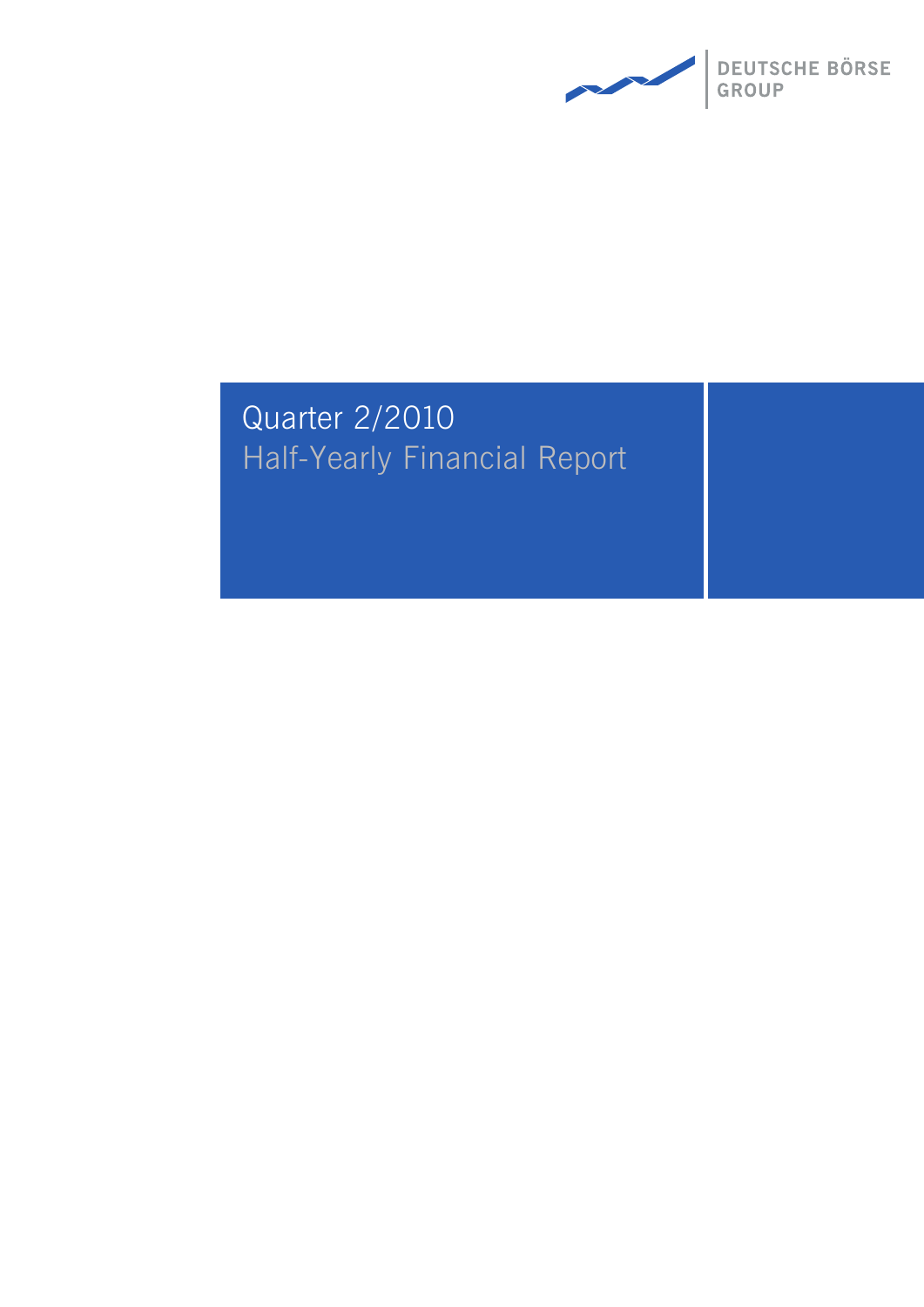DEUTSCHE BÖRSE GROUP

# Quarter 2/2010

## Half-Yearly Financial Report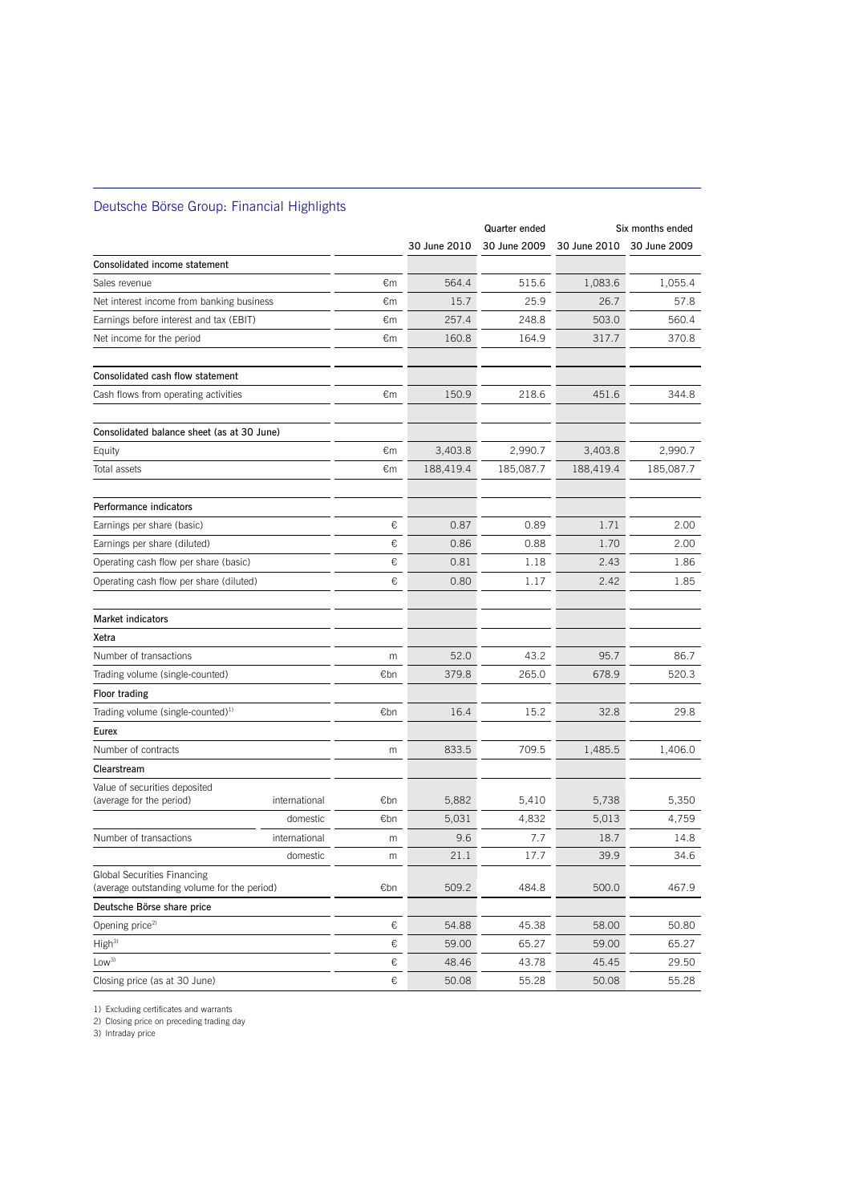## Deutsche Börse Group: Financial Highlights

| | | | Quarter ended | | Six months ended | |
|---|---|---|---|---|---|---|
| | | | 30 June 2010 | 30 June 2009 | 30 June 2010 | 30 June 2009 |
| **Consolidated income statement** | | | | | | |
| Sales revenue | | €m | 564.4 | 515.6 | 1,083.6 | 1,055.4 |
| Net interest income from banking business | | €m | 15.7 | 25.9 | 26.7 | 57.8 |
| Earnings before interest and tax (EBIT) | | €m | 257.4 | 248.8 | 503.0 | 560.4 |
| Net income for the period | | €m | 160.8 | 164.9 | 317.7 | 370.8 |
| **Consolidated cash flow statement** | | | | | | |
| Cash flows from operating activities | | €m | 150.9 | 218.6 | 451.6 | 344.8 |
| **Consolidated balance sheet (as at 30 June)** | | | | | | |
| Equity | | €m | 3,403.8 | 2,990.7 | 3,403.8 | 2,990.7 |
| Total assets | | €m | 188,419.4 | 185,087.7 | 188,419.4 | 185,087.7 |
| **Performance indicators** | | | | | | |
| Earnings per share (basic) | | € | 0.87 | 0.89 | 1.71 | 2.00 |
| Earnings per share (diluted) | | € | 0.86 | 0.88 | 1.70 | 2.00 |
| Operating cash flow per share (basic) | | € | 0.81 | 1.18 | 2.43 | 1.86 |
| Operating cash flow per share (diluted) | | € | 0.80 | 1.17 | 2.42 | 1.85 |
| **Market indicators** | | | | | | |
| **Xetra** | | | | | | |
| Number of transactions | | m | 52.0 | 43.2 | 95.7 | 86.7 |
| Trading volume (single-counted) | | €bn | 379.8 | 265.0 | 678.9 | 520.3 |
| **Floor trading** | | | | | | |
| Trading volume (single-counted)[1] | | €bn | 16.4 | 15.2 | 32.8 | 29.8 |
| **Eurex** | | | | | | |
| Number of contracts | | m | 833.5 | 709.5 | 1,485.5 | 1,406.0 |
| **Clearstream** | | | | | | |
| Value of securities deposited (average for the period) | international | €bn | 5,882 | 5,410 | 5,738 | 5,350 |
| | domestic | €bn | 5,031 | 4,832 | 5,013 | 4,759 |
| Number of transactions | international | m | 9.6 | 7.7 | 18.7 | 14.8 |
| | domestic | m | 21.1 | 17.7 | 39.9 | 34.6 |
| Global Securities Financing (average outstanding volume for the period) | | €bn | 509.2 | 484.8 | 500.0 | 467.9 |
| **Deutsche Börse share price** | | | | | | |
| Opening price[2] | | € | 54.88 | 45.38 | 58.00 | 50.80 |
| High[3] | | € | 59.00 | 65.27 | 59.00 | 65.27 |
| Low[3] | | € | 48.46 | 43.78 | 45.45 | 29.50 |
| Closing price (as at 30 June) | | € | 50.08 | 55.28 | 50.08 | 55.28 |

1) Excluding certificates and warrants
2) Closing price on preceding trading day
3) Intraday price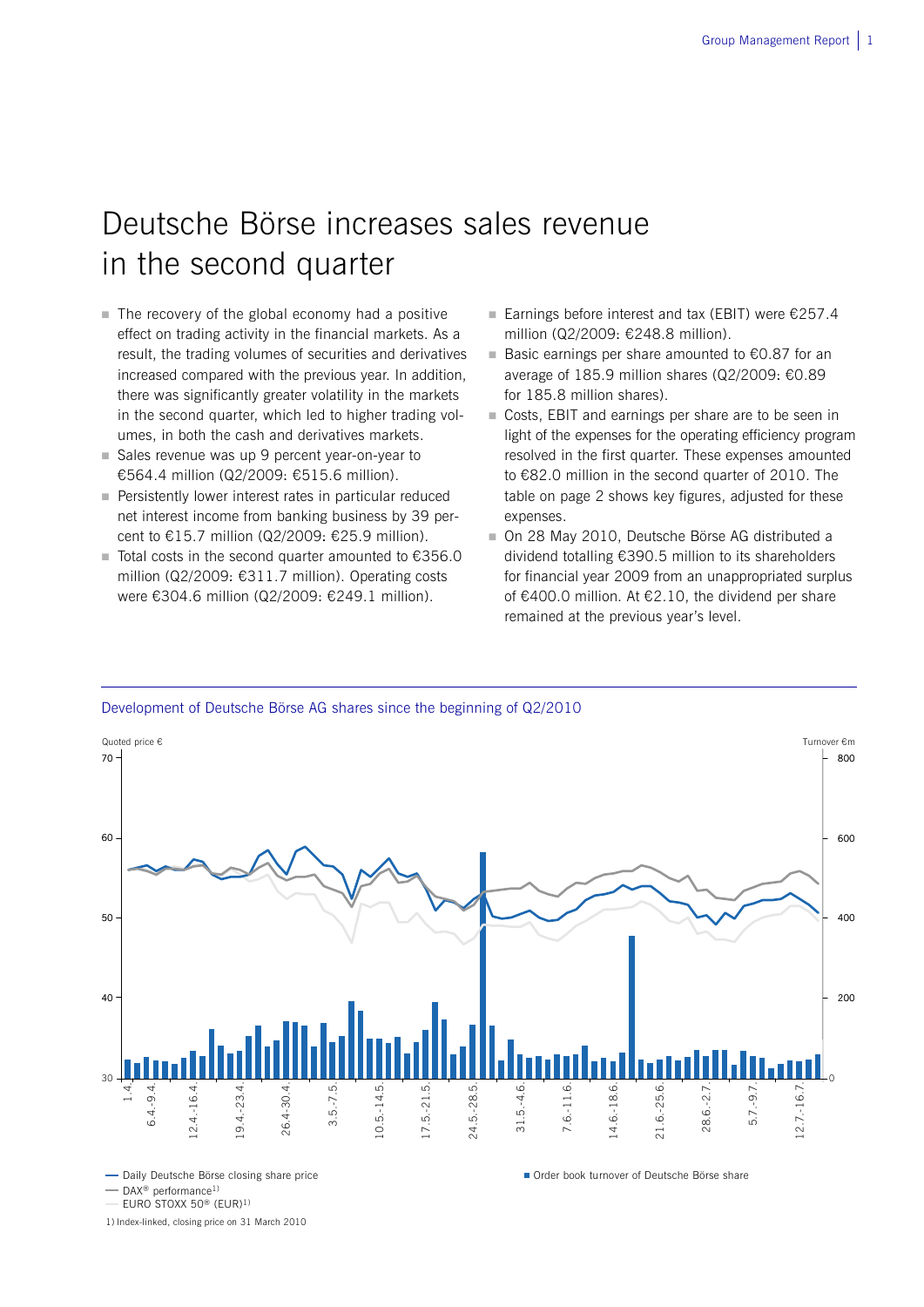# Deutsche Börse increases sales revenue in the second quarter

- The recovery of the global economy had a positive effect on trading activity in the financial markets. As a result, the trading volumes of securities and derivatives increased compared with the previous year. In addition, there was significantly greater volatility in the markets in the second quarter, which led to higher trading volumes, in both the cash and derivatives markets.
- Sales revenue was up 9 percent year-on-year to €564.4 million (Q2/2009: €515.6 million).
- Persistently lower interest rates in particular reduced net interest income from banking business by 39 percent to €15.7 million (Q2/2009: €25.9 million).
- Total costs in the second quarter amounted to €356.0 million (Q2/2009: €311.7 million). Operating costs were €304.6 million (Q2/2009: €249.1 million).
- Earnings before interest and tax (EBIT) were €257.4 million (Q2/2009: €248.8 million).
- Basic earnings per share amounted to €0.87 for an average of 185.9 million shares (Q2/2009: €0.89 for 185.8 million shares).
- Costs, EBIT and earnings per share are to be seen in light of the expenses for the operating efficiency program resolved in the first quarter. These expenses amounted to €82.0 million in the second quarter of 2010. The table on page 2 shows key figures, adjusted for these expenses.
- On 28 May 2010, Deutsche Börse AG distributed a dividend totalling €390.5 million to its shareholders for financial year 2009 from an unappropriated surplus of €400.0 million. At €2.10, the dividend per share remained at the previous year's level.

Development of Deutsche Börse AG shares since the beginning of Q2/2010

Quoted price € | Turnover €m

— Daily Deutsche Börse closing share price
— DAX® performance[1)]
— EURO STOXX 50® (EUR)[1)]
■ Order book turnover of Deutsche Börse share

1) Index-linked, closing price on 31 March 2010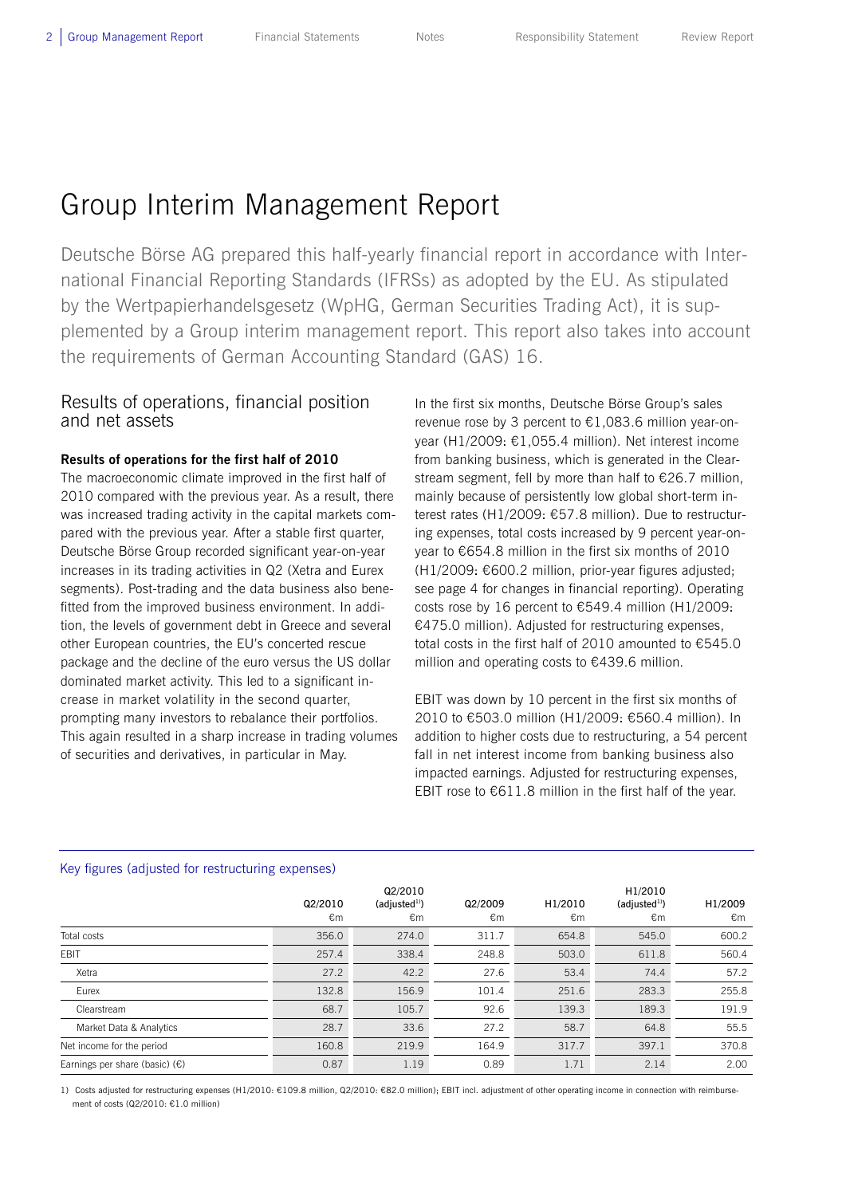# Group Interim Management Report

Deutsche Börse AG prepared this half-yearly financial report in accordance with International Financial Reporting Standards (IFRSs) as adopted by the EU. As stipulated by the Wertpapierhandelsgesetz (WpHG, German Securities Trading Act), it is supplemented by a Group interim management report. This report also takes into account the requirements of German Accounting Standard (GAS) 16.

## Results of operations, financial position and net assets

**Results of operations for the first half of 2010**

The macroeconomic climate improved in the first half of 2010 compared with the previous year. As a result, there was increased trading activity in the capital markets compared with the previous year. After a stable first quarter, Deutsche Börse Group recorded significant year-on-year increases in its trading activities in Q2 (Xetra and Eurex segments). Post-trading and the data business also benefitted from the improved business environment. In addition, the levels of government debt in Greece and several other European countries, the EU's concerted rescue package and the decline of the euro versus the US dollar dominated market activity. This led to a significant increase in market volatility in the second quarter, prompting many investors to rebalance their portfolios. This again resulted in a sharp increase in trading volumes of securities and derivatives, in particular in May.

In the first six months, Deutsche Börse Group's sales revenue rose by 3 percent to €1,083.6 million year-on-year (H1/2009: €1,055.4 million). Net interest income from banking business, which is generated in the Clearstream segment, fell by more than half to €26.7 million, mainly because of persistently low global short-term interest rates (H1/2009: €57.8 million). Due to restructuring expenses, total costs increased by 9 percent year-on-year to €654.8 million in the first six months of 2010 (H1/2009: €600.2 million, prior-year figures adjusted; see page 4 for changes in financial reporting). Operating costs rose by 16 percent to €549.4 million (H1/2009: €475.0 million). Adjusted for restructuring expenses, total costs in the first half of 2010 amounted to €545.0 million and operating costs to €439.6 million.

EBIT was down by 10 percent in the first six months of 2010 to €503.0 million (H1/2009: €560.4 million). In addition to higher costs due to restructuring, a 54 percent fall in net interest income from banking business also impacted earnings. Adjusted for restructuring expenses, EBIT rose to €611.8 million in the first half of the year.

**Key figures (adjusted for restructuring expenses)**

| | Q2/2010 €m | Q2/2010 (adjusted[1]) €m | Q2/2009 €m | H1/2010 €m | H1/2010 (adjusted[1]) €m | H1/2009 €m |
|---|---|---|---|---|---|---|
| Total costs | 356.0 | 274.0 | 311.7 | 654.8 | 545.0 | 600.2 |
| EBIT | 257.4 | 338.4 | 248.8 | 503.0 | 611.8 | 560.4 |
| Xetra | 27.2 | 42.2 | 27.6 | 53.4 | 74.4 | 57.2 |
| Eurex | 132.8 | 156.9 | 101.4 | 251.6 | 283.3 | 255.8 |
| Clearstream | 68.7 | 105.7 | 92.6 | 139.3 | 189.3 | 191.9 |
| Market Data & Analytics | 28.7 | 33.6 | 27.2 | 58.7 | 64.8 | 55.5 |
| Net income for the period | 160.8 | 219.9 | 164.9 | 317.7 | 397.1 | 370.8 |
| Earnings per share (basic) (€) | 0.87 | 1.19 | 0.89 | 1.71 | 2.14 | 2.00 |

1) Costs adjusted for restructuring expenses (H1/2010: €109.8 million, Q2/2010: €82.0 million); EBIT incl. adjustment of other operating income in connection with reimbursement of costs (Q2/2010: €1.0 million)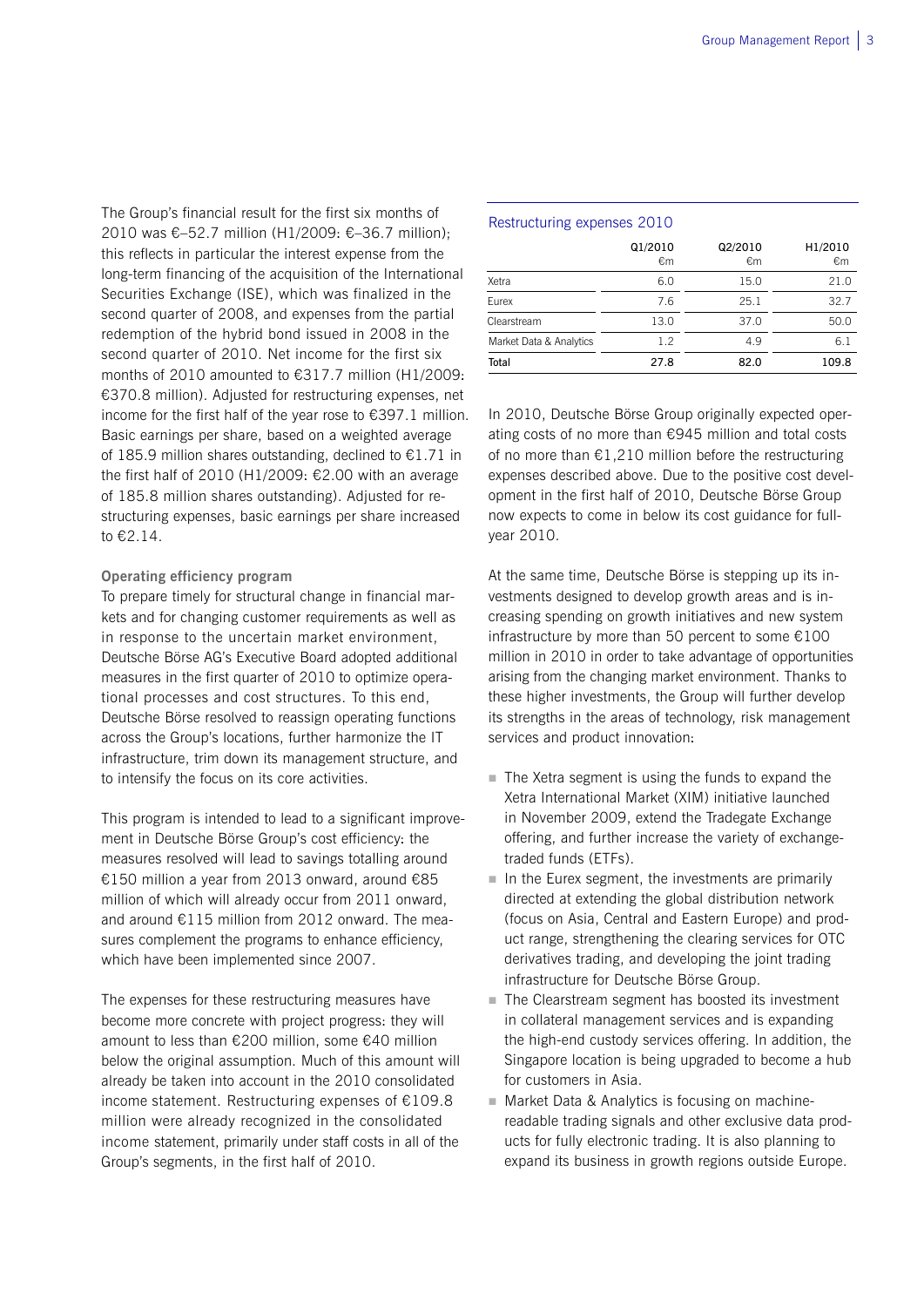The Group's financial result for the first six months of 2010 was €–52.7 million (H1/2009: €–36.7 million); this reflects in particular the interest expense from the long-term financing of the acquisition of the International Securities Exchange (ISE), which was finalized in the second quarter of 2008, and expenses from the partial redemption of the hybrid bond issued in 2008 in the second quarter of 2010. Net income for the first six months of 2010 amounted to €317.7 million (H1/2009: €370.8 million). Adjusted for restructuring expenses, net income for the first half of the year rose to €397.1 million. Basic earnings per share, based on a weighted average of 185.9 million shares outstanding, declined to €1.71 in the first half of 2010 (H1/2009: €2.00 with an average of 185.8 million shares outstanding). Adjusted for restructuring expenses, basic earnings per share increased to €2.14.

**Operating efficiency program**

To prepare timely for structural change in financial markets and for changing customer requirements as well as in response to the uncertain market environment, Deutsche Börse AG's Executive Board adopted additional measures in the first quarter of 2010 to optimize operational processes and cost structures. To this end, Deutsche Börse resolved to reassign operating functions across the Group's locations, further harmonize the IT infrastructure, trim down its management structure, and to intensify the focus on its core activities.

This program is intended to lead to a significant improvement in Deutsche Börse Group's cost efficiency: the measures resolved will lead to savings totalling around €150 million a year from 2013 onward, around €85 million of which will already occur from 2011 onward, and around €115 million from 2012 onward. The measures complement the programs to enhance efficiency, which have been implemented since 2007.

The expenses for these restructuring measures have become more concrete with project progress: they will amount to less than €200 million, some €40 million below the original assumption. Much of this amount will already be taken into account in the 2010 consolidated income statement. Restructuring expenses of €109.8 million were already recognized in the consolidated income statement, primarily under staff costs in all of the Group's segments, in the first half of 2010.

Restructuring expenses 2010

| | Q1/2010 €m | Q2/2010 €m | H1/2010 €m |
|---|---|---|---|
| Xetra | 6.0 | 15.0 | 21.0 |
| Eurex | 7.6 | 25.1 | 32.7 |
| Clearstream | 13.0 | 37.0 | 50.0 |
| Market Data & Analytics | 1.2 | 4.9 | 6.1 |
| **Total** | **27.8** | **82.0** | **109.8** |

In 2010, Deutsche Börse Group originally expected operating costs of no more than €945 million and total costs of no more than €1,210 million before the restructuring expenses described above. Due to the positive cost development in the first half of 2010, Deutsche Börse Group now expects to come in below its cost guidance for full-year 2010.

At the same time, Deutsche Börse is stepping up its investments designed to develop growth areas and is increasing spending on growth initiatives and new system infrastructure by more than 50 percent to some €100 million in 2010 in order to take advantage of opportunities arising from the changing market environment. Thanks to these higher investments, the Group will further develop its strengths in the areas of technology, risk management services and product innovation:

- The Xetra segment is using the funds to expand the Xetra International Market (XIM) initiative launched in November 2009, extend the Tradegate Exchange offering, and further increase the variety of exchange-traded funds (ETFs).
- In the Eurex segment, the investments are primarily directed at extending the global distribution network (focus on Asia, Central and Eastern Europe) and product range, strengthening the clearing services for OTC derivatives trading, and developing the joint trading infrastructure for Deutsche Börse Group.
- The Clearstream segment has boosted its investment in collateral management services and is expanding the high-end custody services offering. In addition, the Singapore location is being upgraded to become a hub for customers in Asia.
- Market Data & Analytics is focusing on machine-readable trading signals and other exclusive data products for fully electronic trading. It is also planning to expand its business in growth regions outside Europe.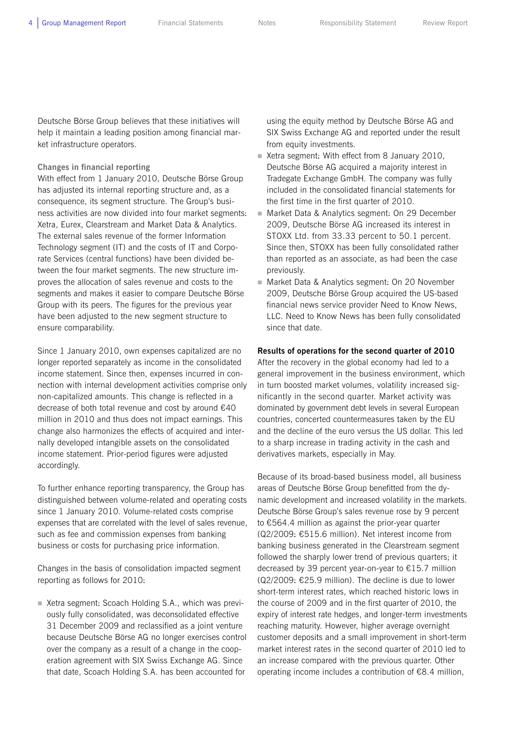Deutsche Börse Group believes that these initiatives will help it maintain a leading position among financial market infrastructure operators.

### Changes in financial reporting

With effect from 1 January 2010, Deutsche Börse Group has adjusted its internal reporting structure and, as a consequence, its segment structure. The Group's business activities are now divided into four market segments: Xetra, Eurex, Clearstream and Market Data & Analytics. The external sales revenue of the former Information Technology segment (IT) and the costs of IT and Corporate Services (central functions) have been divided between the four market segments. The new structure improves the allocation of sales revenue and costs to the segments and makes it easier to compare Deutsche Börse Group with its peers. The figures for the previous year have been adjusted to the new segment structure to ensure comparability.

Since 1 January 2010, own expenses capitalized are no longer reported separately as income in the consolidated income statement. Since then, expenses incurred in connection with internal development activities comprise only non-capitalized amounts. This change is reflected in a decrease of both total revenue and cost by around €40 million in 2010 and thus does not impact earnings. This change also harmonizes the effects of acquired and internally developed intangible assets on the consolidated income statement. Prior-period figures were adjusted accordingly.

To further enhance reporting transparency, the Group has distinguished between volume-related and operating costs since 1 January 2010. Volume-related costs comprise expenses that are correlated with the level of sales revenue, such as fee and commission expenses from banking business or costs for purchasing price information.

Changes in the basis of consolidation impacted segment reporting as follows for 2010:

- Xetra segment: Scoach Holding S.A., which was previously fully consolidated, was deconsolidated effective 31 December 2009 and reclassified as a joint venture because Deutsche Börse AG no longer exercises control over the company as a result of a change in the cooperation agreement with SIX Swiss Exchange AG. Since that date, Scoach Holding S.A. has been accounted for using the equity method by Deutsche Börse AG and SIX Swiss Exchange AG and reported under the result from equity investments.
- Xetra segment: With effect from 8 January 2010, Deutsche Börse AG acquired a majority interest in Tradegate Exchange GmbH. The company was fully included in the consolidated financial statements for the first time in the first quarter of 2010.
- Market Data & Analytics segment: On 29 December 2009, Deutsche Börse AG increased its interest in STOXX Ltd. from 33.33 percent to 50.1 percent. Since then, STOXX has been fully consolidated rather than reported as an associate, as had been the case previously.
- Market Data & Analytics segment: On 20 November 2009, Deutsche Börse Group acquired the US-based financial news service provider Need to Know News, LLC. Need to Know News has been fully consolidated since that date.

### Results of operations for the second quarter of 2010

After the recovery in the global economy had led to a general improvement in the business environment, which in turn boosted market volumes, volatility increased significantly in the second quarter. Market activity was dominated by government debt levels in several European countries, concerted countermeasures taken by the EU and the decline of the euro versus the US dollar. This led to a sharp increase in trading activity in the cash and derivatives markets, especially in May.

Because of its broad-based business model, all business areas of Deutsche Börse Group benefitted from the dynamic development and increased volatility in the markets. Deutsche Börse Group's sales revenue rose by 9 percent to €564.4 million as against the prior-year quarter (Q2/2009: €515.6 million). Net interest income from banking business generated in the Clearstream segment followed the sharply lower trend of previous quarters; it decreased by 39 percent year-on-year to €15.7 million (Q2/2009: €25.9 million). The decline is due to lower short-term interest rates, which reached historic lows in the course of 2009 and in the first quarter of 2010, the expiry of interest rate hedges, and longer-term investments reaching maturity. However, higher average overnight customer deposits and a small improvement in short-term market interest rates in the second quarter of 2010 led to an increase compared with the previous quarter. Other operating income includes a contribution of €8.4 million,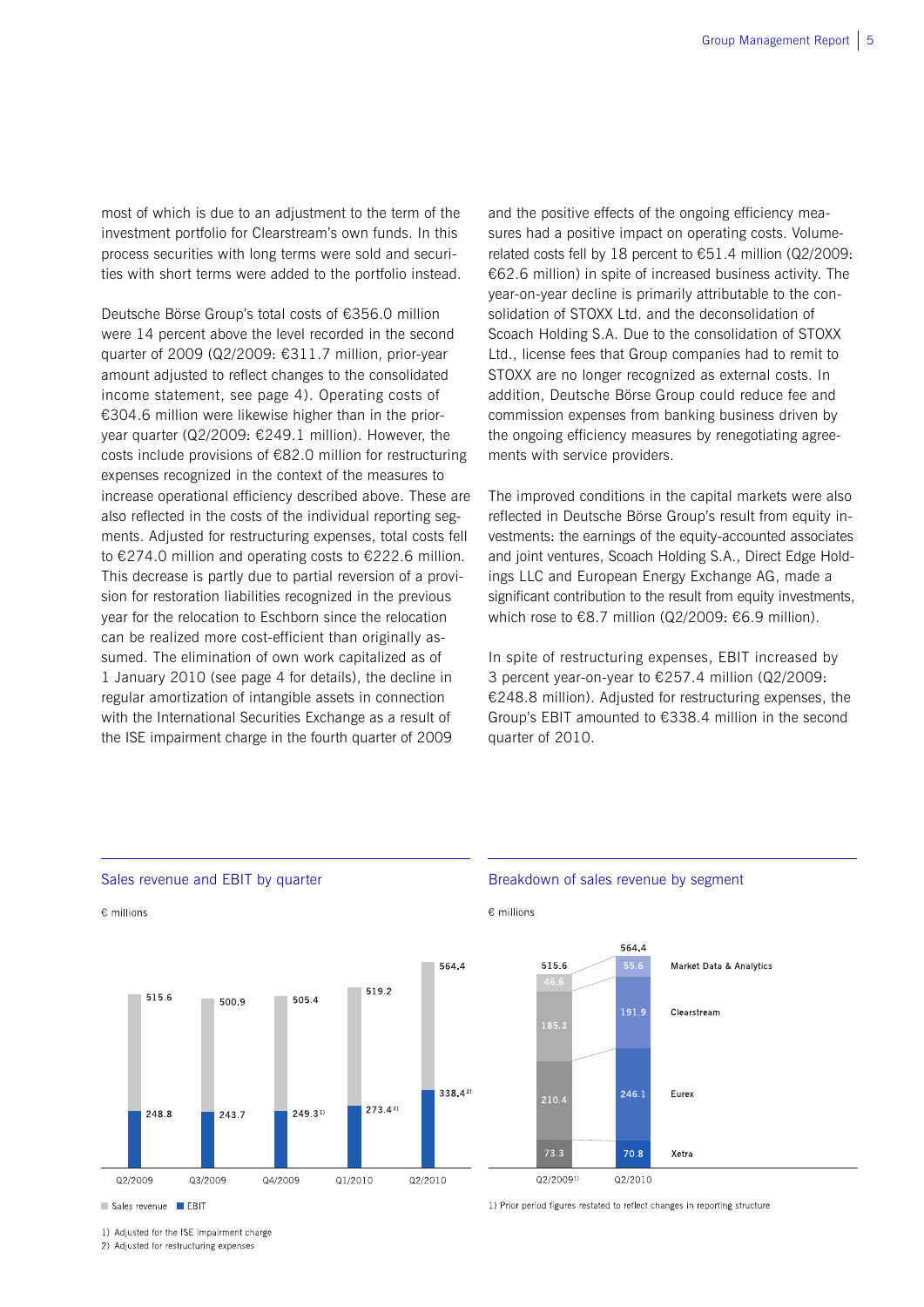most of which is due to an adjustment to the term of the investment portfolio for Clearstream's own funds. In this process securities with long terms were sold and securities with short terms were added to the portfolio instead.

Deutsche Börse Group's total costs of €356.0 million were 14 percent above the level recorded in the second quarter of 2009 (Q2/2009: €311.7 million, prior-year amount adjusted to reflect changes to the consolidated income statement, see page 4). Operating costs of €304.6 million were likewise higher than in the prior-year quarter (Q2/2009: €249.1 million). However, the costs include provisions of €82.0 million for restructuring expenses recognized in the context of the measures to increase operational efficiency described above. These are also reflected in the costs of the individual reporting segments. Adjusted for restructuring expenses, total costs fell to €274.0 million and operating costs to €222.6 million. This decrease is partly due to partial reversion of a provision for restoration liabilities recognized in the previous year for the relocation to Eschborn since the relocation can be realized more cost-efficient than originally assumed. The elimination of own work capitalized as of 1 January 2010 (see page 4 for details), the decline in regular amortization of intangible assets in connection with the International Securities Exchange as a result of the ISE impairment charge in the fourth quarter of 2009 and the positive effects of the ongoing efficiency measures had a positive impact on operating costs. Volume-related costs fell by 18 percent to €51.4 million (Q2/2009: €62.6 million) in spite of increased business activity. The year-on-year decline is primarily attributable to the consolidation of STOXX Ltd. and the deconsolidation of Scoach Holding S.A. Due to the consolidation of STOXX Ltd., license fees that Group companies had to remit to STOXX are no longer recognized as external costs. In addition, Deutsche Börse Group could reduce fee and commission expenses from banking business driven by the ongoing efficiency measures by renegotiating agreements with service providers.

The improved conditions in the capital markets were also reflected in Deutsche Börse Group's result from equity investments: the earnings of the equity-accounted associates and joint ventures, Scoach Holding S.A., Direct Edge Holdings LLC and European Energy Exchange AG, made a significant contribution to the result from equity investments, which rose to €8.7 million (Q2/2009: €6.9 million).

In spite of restructuring expenses, EBIT increased by 3 percent year-on-year to €257.4 million (Q2/2009: €248.8 million). Adjusted for restructuring expenses, the Group's EBIT amounted to €338.4 million in the second quarter of 2010.

### Sales revenue and EBIT by quarter

€ millions

| | Q2/2009 | Q3/2009 | Q4/2009 | Q1/2010 | Q2/2010 |
|---|---|---|---|---|---|
| Sales revenue | 515.6 | 500.9 | 505.4 | 519.2 | 564.4 |
| EBIT | 248.8 | 243.7 | 249.3[1] | 273.4[2] | 338.4[2] |

1) Adjusted for the ISE impairment charge
2) Adjusted for restructuring expenses

### Breakdown of sales revenue by segment

€ millions

| | Q2/2009[1] | Q2/2010 |
|---|---|---|
| Market Data & Analytics | 46.6 | 55.6 |
| Clearstream | 185.3 | 191.9 |
| Eurex | 210.4 | 246.1 |
| Xetra | 73.3 | 70.8 |
| Total | 515.6 | 564.4 |

1) Prior period figures restated to reflect changes in reporting structure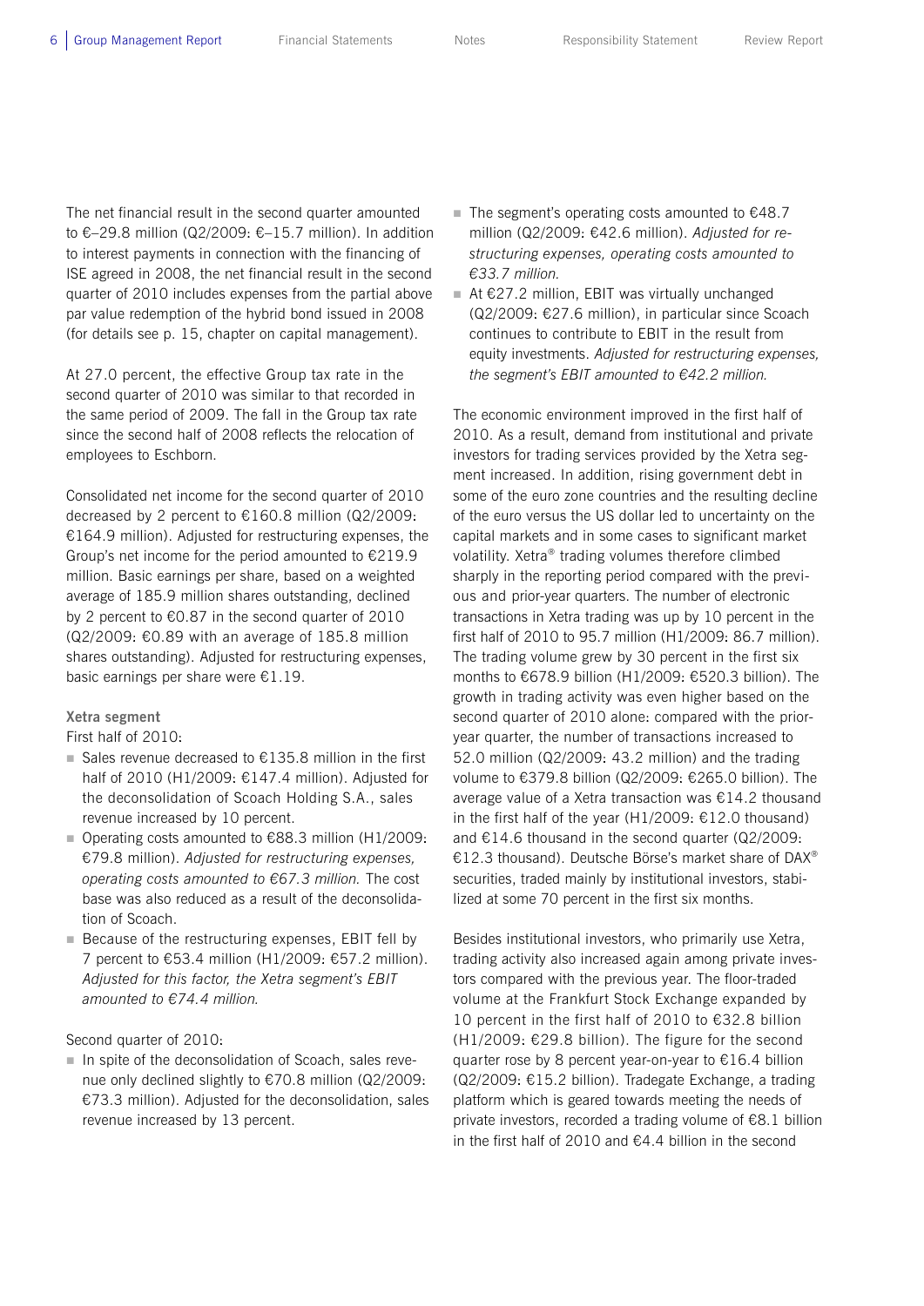The net financial result in the second quarter amounted to €–29.8 million (Q2/2009: €–15.7 million). In addition to interest payments in connection with the financing of ISE agreed in 2008, the net financial result in the second quarter of 2010 includes expenses from the partial above par value redemption of the hybrid bond issued in 2008 (for details see p. 15, chapter on capital management).

At 27.0 percent, the effective Group tax rate in the second quarter of 2010 was similar to that recorded in the same period of 2009. The fall in the Group tax rate since the second half of 2008 reflects the relocation of employees to Eschborn.

Consolidated net income for the second quarter of 2010 decreased by 2 percent to €160.8 million (Q2/2009: €164.9 million). Adjusted for restructuring expenses, the Group's net income for the period amounted to €219.9 million. Basic earnings per share, based on a weighted average of 185.9 million shares outstanding, declined by 2 percent to €0.87 in the second quarter of 2010 (Q2/2009: €0.89 with an average of 185.8 million shares outstanding). Adjusted for restructuring expenses, basic earnings per share were €1.19.

**Xetra segment**

First half of 2010:

- Sales revenue decreased to €135.8 million in the first half of 2010 (H1/2009: €147.4 million). Adjusted for the deconsolidation of Scoach Holding S.A., sales revenue increased by 10 percent.
- Operating costs amounted to €88.3 million (H1/2009: €79.8 million). *Adjusted for restructuring expenses, operating costs amounted to €67.3 million.* The cost base was also reduced as a result of the deconsolidation of Scoach.
- Because of the restructuring expenses, EBIT fell by 7 percent to €53.4 million (H1/2009: €57.2 million). *Adjusted for this factor, the Xetra segment's EBIT amounted to €74.4 million.*

Second quarter of 2010:

- In spite of the deconsolidation of Scoach, sales revenue only declined slightly to €70.8 million (Q2/2009: €73.3 million). Adjusted for the deconsolidation, sales revenue increased by 13 percent.
- The segment's operating costs amounted to €48.7 million (Q2/2009: €42.6 million). *Adjusted for restructuring expenses, operating costs amounted to €33.7 million.*
- At €27.2 million, EBIT was virtually unchanged (Q2/2009: €27.6 million), in particular since Scoach continues to contribute to EBIT in the result from equity investments. *Adjusted for restructuring expenses, the segment's EBIT amounted to €42.2 million.*

The economic environment improved in the first half of 2010. As a result, demand from institutional and private investors for trading services provided by the Xetra segment increased. In addition, rising government debt in some of the euro zone countries and the resulting decline of the euro versus the US dollar led to uncertainty on the capital markets and in some cases to significant market volatility. Xetra® trading volumes therefore climbed sharply in the reporting period compared with the previous and prior-year quarters. The number of electronic transactions in Xetra trading was up by 10 percent in the first half of 2010 to 95.7 million (H1/2009: 86.7 million). The trading volume grew by 30 percent in the first six months to €678.9 billion (H1/2009: €520.3 billion). The growth in trading activity was even higher based on the second quarter of 2010 alone: compared with the prior-year quarter, the number of transactions increased to 52.0 million (Q2/2009: 43.2 million) and the trading volume to €379.8 billion (Q2/2009: €265.0 billion). The average value of a Xetra transaction was €14.2 thousand in the first half of the year (H1/2009: €12.0 thousand) and €14.6 thousand in the second quarter (Q2/2009: €12.3 thousand). Deutsche Börse's market share of DAX® securities, traded mainly by institutional investors, stabilized at some 70 percent in the first six months.

Besides institutional investors, who primarily use Xetra, trading activity also increased again among private investors compared with the previous year. The floor-traded volume at the Frankfurt Stock Exchange expanded by 10 percent in the first half of 2010 to €32.8 billion (H1/2009: €29.8 billion). The figure for the second quarter rose by 8 percent year-on-year to €16.4 billion (Q2/2009: €15.2 billion). Tradegate Exchange, a trading platform which is geared towards meeting the needs of private investors, recorded a trading volume of €8.1 billion in the first half of 2010 and €4.4 billion in the second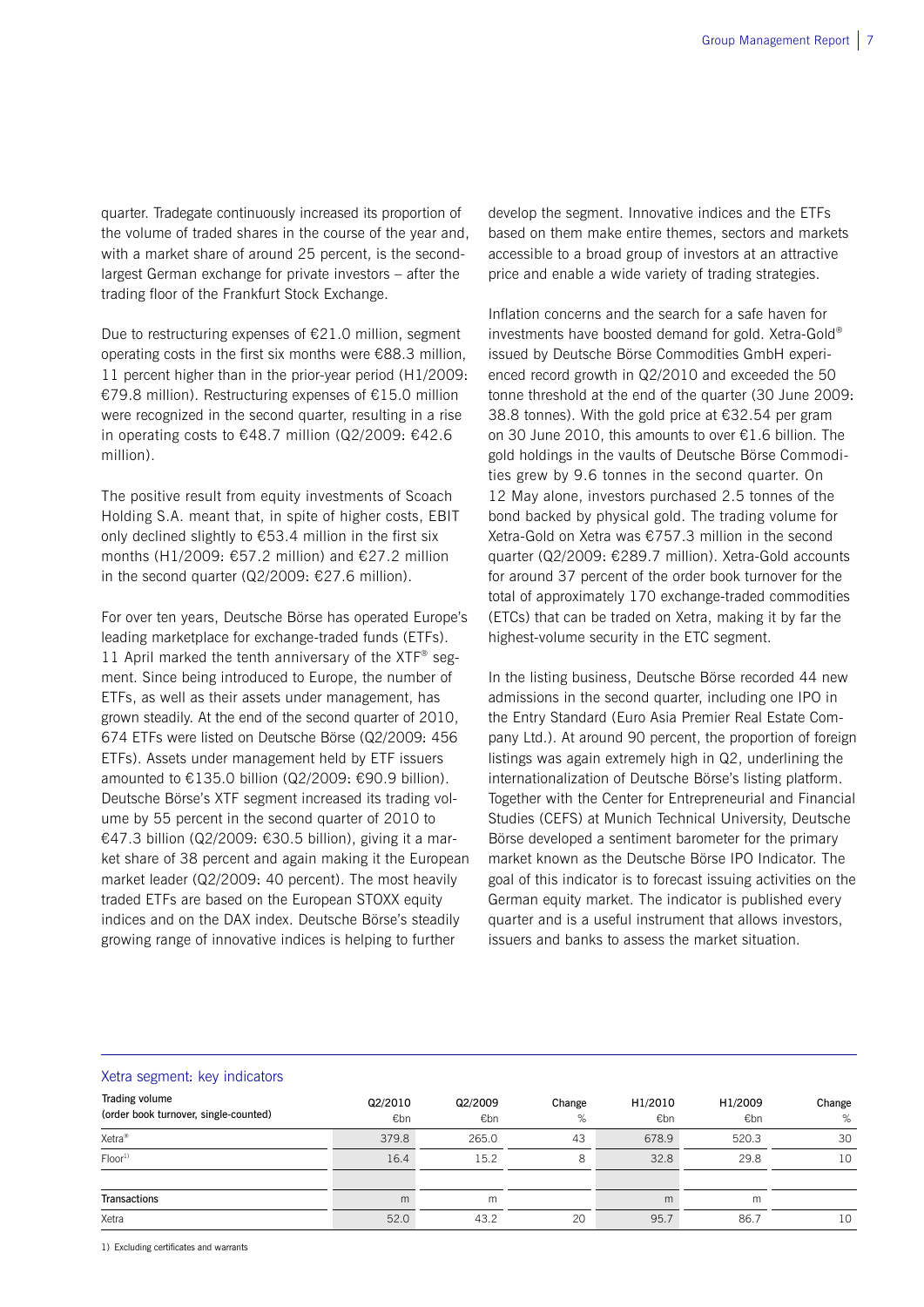quarter. Tradegate continuously increased its proportion of the volume of traded shares in the course of the year and, with a market share of around 25 percent, is the second-largest German exchange for private investors – after the trading floor of the Frankfurt Stock Exchange.

Due to restructuring expenses of €21.0 million, segment operating costs in the first six months were €88.3 million, 11 percent higher than in the prior-year period (H1/2009: €79.8 million). Restructuring expenses of €15.0 million were recognized in the second quarter, resulting in a rise in operating costs to €48.7 million (Q2/2009: €42.6 million).

The positive result from equity investments of Scoach Holding S.A. meant that, in spite of higher costs, EBIT only declined slightly to €53.4 million in the first six months (H1/2009: €57.2 million) and €27.2 million in the second quarter (Q2/2009: €27.6 million).

For over ten years, Deutsche Börse has operated Europe's leading marketplace for exchange-traded funds (ETFs). 11 April marked the tenth anniversary of the XTF® segment. Since being introduced to Europe, the number of ETFs, as well as their assets under management, has grown steadily. At the end of the second quarter of 2010, 674 ETFs were listed on Deutsche Börse (Q2/2009: 456 ETFs). Assets under management held by ETF issuers amounted to €135.0 billion (Q2/2009: €90.9 billion). Deutsche Börse's XTF segment increased its trading volume by 55 percent in the second quarter of 2010 to €47.3 billion (Q2/2009: €30.5 billion), giving it a market share of 38 percent and again making it the European market leader (Q2/2009: 40 percent). The most heavily traded ETFs are based on the European STOXX equity indices and on the DAX index. Deutsche Börse's steadily growing range of innovative indices is helping to further develop the segment. Innovative indices and the ETFs based on them make entire themes, sectors and markets accessible to a broad group of investors at an attractive price and enable a wide variety of trading strategies.

Inflation concerns and the search for a safe haven for investments have boosted demand for gold. Xetra-Gold® issued by Deutsche Börse Commodities GmbH experienced record growth in Q2/2010 and exceeded the 50 tonne threshold at the end of the quarter (30 June 2009: 38.8 tonnes). With the gold price at €32.54 per gram on 30 June 2010, this amounts to over €1.6 billion. The gold holdings in the vaults of Deutsche Börse Commodities grew by 9.6 tonnes in the second quarter. On 12 May alone, investors purchased 2.5 tonnes of the bond backed by physical gold. The trading volume for Xetra-Gold on Xetra was €757.3 million in the second quarter (Q2/2009: €289.7 million). Xetra-Gold accounts for around 37 percent of the order book turnover for the total of approximately 170 exchange-traded commodities (ETCs) that can be traded on Xetra, making it by far the highest-volume security in the ETC segment.

In the listing business, Deutsche Börse recorded 44 new admissions in the second quarter, including one IPO in the Entry Standard (Euro Asia Premier Real Estate Company Ltd.). At around 90 percent, the proportion of foreign listings was again extremely high in Q2, underlining the internationalization of Deutsche Börse's listing platform. Together with the Center for Entrepreneurial and Financial Studies (CEFS) at Munich Technical University, Deutsche Börse developed a sentiment barometer for the primary market known as the Deutsche Börse IPO Indicator. The goal of this indicator is to forecast issuing activities on the German equity market. The indicator is published every quarter and is a useful instrument that allows investors, issuers and banks to assess the market situation.

### Xetra segment: key indicators

| Trading volume (order book turnover, single-counted) | Q2/2010 €bn | Q2/2009 €bn | Change % | H1/2010 €bn | H1/2009 €bn | Change % |
|---|---|---|---|---|---|---|
| Xetra® | 379.8 | 265.0 | 43 | 678.9 | 520.3 | 30 |
| Floor[1] | 16.4 | 15.2 | 8 | 32.8 | 29.8 | 10 |
| | | | | | | |
| **Transactions** | m | m | | m | m | |
| Xetra | 52.0 | 43.2 | 20 | 95.7 | 86.7 | 10 |

1) Excluding certificates and warrants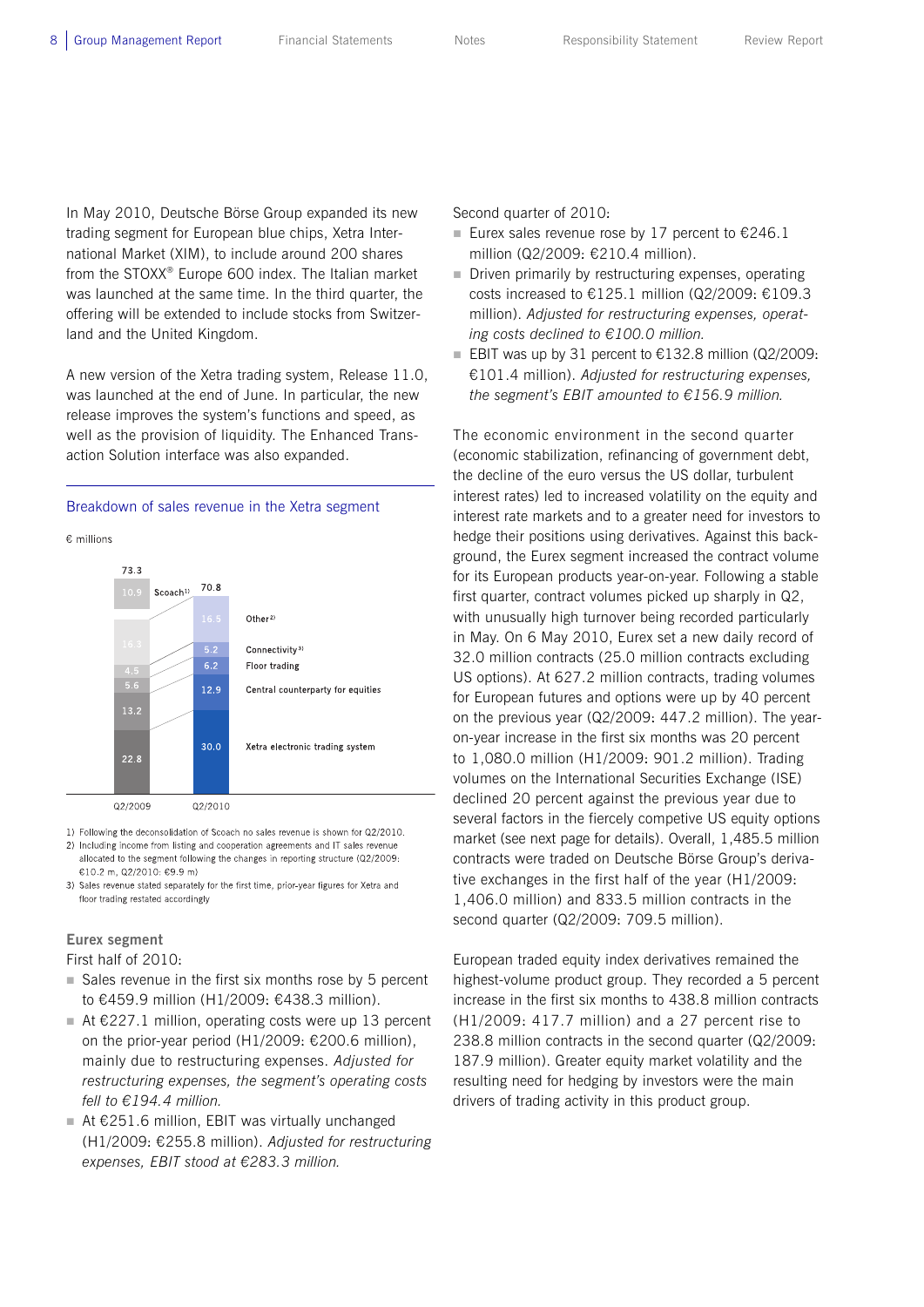In May 2010, Deutsche Börse Group expanded its new trading segment for European blue chips, Xetra International Market (XIM), to include around 200 shares from the STOXX® Europe 600 index. The Italian market was launched at the same time. In the third quarter, the offering will be extended to include stocks from Switzerland and the United Kingdom.

A new version of the Xetra trading system, Release 11.0, was launched at the end of June. In particular, the new release improves the system's functions and speed, as well as the provision of liquidity. The Enhanced Transaction Solution interface was also expanded.

### Breakdown of sales revenue in the Xetra segment

€ millions

| | Q2/2009 | Q2/2010 |
|---|---|---|
| Scoach[1] | 10.9 | |
| Other[2] | 16.3 | 16.5 |
| Connectivity[3] | 4.5 | 5.2 |
| Floor trading | 5.6 | 6.2 |
| Central counterparty for equities | 13.2 | 12.9 |
| Xetra electronic trading system | 22.8 | 30.0 |
| Total | 73.3 | 70.8 |

1) Following the deconsolidation of Scoach no sales revenue is shown for Q2/2010.
2) Including income from listing and cooperation agreements and IT sales revenue allocated to the segment following the changes in reporting structure (Q2/2009: €10.2 m, Q2/2010: €9.9 m)
3) Sales revenue stated separately for the first time, prior-year figures for Xetra and floor trading restated accordingly

### Eurex segment

First half of 2010:

- Sales revenue in the first six months rose by 5 percent to €459.9 million (H1/2009: €438.3 million).
- At €227.1 million, operating costs were up 13 percent on the prior-year period (H1/2009: €200.6 million), mainly due to restructuring expenses. *Adjusted for restructuring expenses, the segment's operating costs fell to €194.4 million.*
- At €251.6 million, EBIT was virtually unchanged (H1/2009: €255.8 million). *Adjusted for restructuring expenses, EBIT stood at €283.3 million.*

Second quarter of 2010:

- Eurex sales revenue rose by 17 percent to €246.1 million (Q2/2009: €210.4 million).
- Driven primarily by restructuring expenses, operating costs increased to €125.1 million (Q2/2009: €109.3 million). *Adjusted for restructuring expenses, operating costs declined to €100.0 million.*
- EBIT was up by 31 percent to €132.8 million (Q2/2009: €101.4 million). *Adjusted for restructuring expenses, the segment's EBIT amounted to €156.9 million.*

The economic environment in the second quarter (economic stabilization, refinancing of government debt, the decline of the euro versus the US dollar, turbulent interest rates) led to increased volatility on the equity and interest rate markets and to a greater need for investors to hedge their positions using derivatives. Against this background, the Eurex segment increased the contract volume for its European products year-on-year. Following a stable first quarter, contract volumes picked up sharply in Q2, with unusually high turnover being recorded particularly in May. On 6 May 2010, Eurex set a new daily record of 32.0 million contracts (25.0 million contracts excluding US options). At 627.2 million contracts, trading volumes for European futures and options were up by 40 percent on the previous year (Q2/2009: 447.2 million). The year-on-year increase in the first six months was 20 percent to 1,080.0 million (H1/2009: 901.2 million). Trading volumes on the International Securities Exchange (ISE) declined 20 percent against the previous year due to several factors in the fiercely competitive US equity options market (see next page for details). Overall, 1,485.5 million contracts were traded on Deutsche Börse Group's derivative exchanges in the first half of the year (H1/2009: 1,406.0 million) and 833.5 million contracts in the second quarter (Q2/2009: 709.5 million).

European traded equity index derivatives remained the highest-volume product group. They recorded a 5 percent increase in the first six months to 438.8 million contracts (H1/2009: 417.7 million) and a 27 percent rise to 238.8 million contracts in the second quarter (Q2/2009: 187.9 million). Greater equity market volatility and the resulting need for hedging by investors were the main drivers of trading activity in this product group.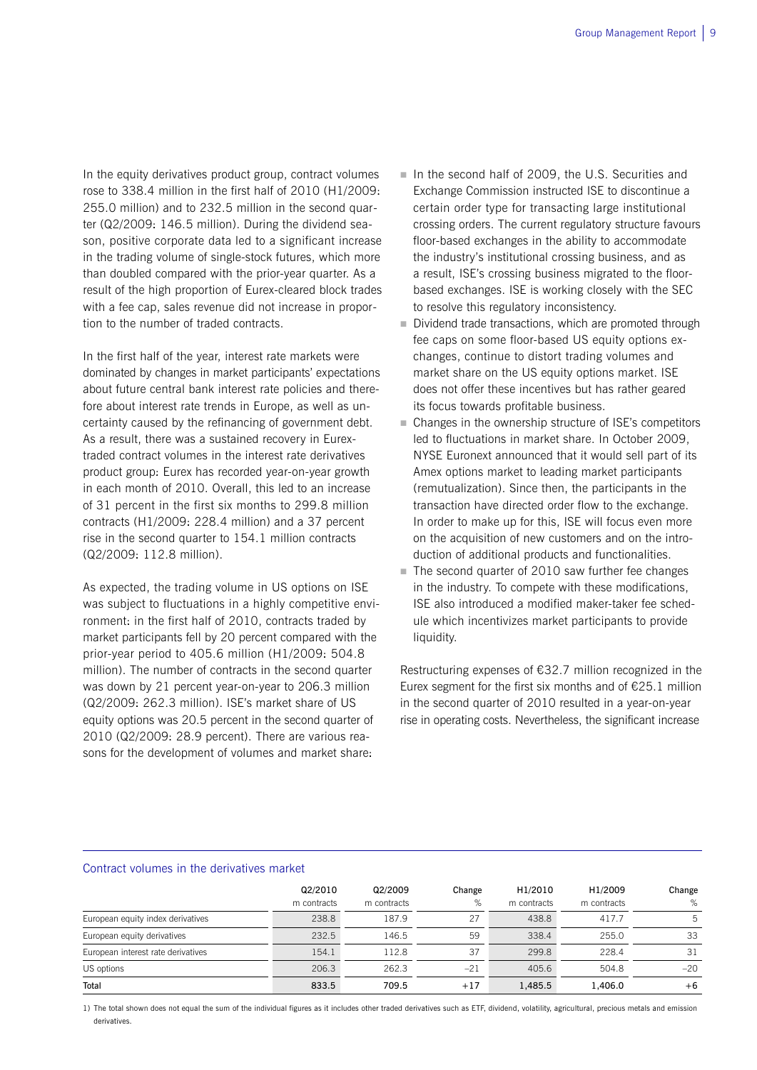In the equity derivatives product group, contract volumes rose to 338.4 million in the first half of 2010 (H1/2009: 255.0 million) and to 232.5 million in the second quarter (Q2/2009: 146.5 million). During the dividend season, positive corporate data led to a significant increase in the trading volume of single-stock futures, which more than doubled compared with the prior-year quarter. As a result of the high proportion of Eurex-cleared block trades with a fee cap, sales revenue did not increase in proportion to the number of traded contracts.

In the first half of the year, interest rate markets were dominated by changes in market participants' expectations about future central bank interest rate policies and therefore about interest rate trends in Europe, as well as uncertainty caused by the refinancing of government debt. As a result, there was a sustained recovery in Eurex-traded contract volumes in the interest rate derivatives product group: Eurex has recorded year-on-year growth in each month of 2010. Overall, this led to an increase of 31 percent in the first six months to 299.8 million contracts (H1/2009: 228.4 million) and a 37 percent rise in the second quarter to 154.1 million contracts (Q2/2009: 112.8 million).

As expected, the trading volume in US options on ISE was subject to fluctuations in a highly competitive environment: in the first half of 2010, contracts traded by market participants fell by 20 percent compared with the prior-year period to 405.6 million (H1/2009: 504.8 million). The number of contracts in the second quarter was down by 21 percent year-on-year to 206.3 million (Q2/2009: 262.3 million). ISE's market share of US equity options was 20.5 percent in the second quarter of 2010 (Q2/2009: 28.9 percent). There are various reasons for the development of volumes and market share:

- In the second half of 2009, the U.S. Securities and Exchange Commission instructed ISE to discontinue a certain order type for transacting large institutional crossing orders. The current regulatory structure favours floor-based exchanges in the ability to accommodate the industry's institutional crossing business, and as a result, ISE's crossing business migrated to the floor-based exchanges. ISE is working closely with the SEC to resolve this regulatory inconsistency.
- Dividend trade transactions, which are promoted through fee caps on some floor-based US equity options exchanges, continue to distort trading volumes and market share on the US equity options market. ISE does not offer these incentives but has rather geared its focus towards profitable business.
- Changes in the ownership structure of ISE's competitors led to fluctuations in market share. In October 2009, NYSE Euronext announced that it would sell part of its Amex options market to leading market participants (remutualization). Since then, the participants in the transaction have directed order flow to the exchange. In order to make up for this, ISE will focus even more on the acquisition of new customers and on the introduction of additional products and functionalities.
- The second quarter of 2010 saw further fee changes in the industry. To compete with these modifications, ISE also introduced a modified maker-taker fee schedule which incentivizes market participants to provide liquidity.

Restructuring expenses of €32.7 million recognized in the Eurex segment for the first six months and of €25.1 million in the second quarter of 2010 resulted in a year-on-year rise in operating costs. Nevertheless, the significant increase

### Contract volumes in the derivatives market

| | Q2/2010 m contracts | Q2/2009 m contracts | Change % | H1/2010 m contracts | H1/2009 m contracts | Change % |
|---|---|---|---|---|---|---|
| European equity index derivatives | 238.8 | 187.9 | 27 | 438.8 | 417.7 | 5 |
| European equity derivatives | 232.5 | 146.5 | 59 | 338.4 | 255.0 | 33 |
| European interest rate derivatives | 154.1 | 112.8 | 37 | 299.8 | 228.4 | 31 |
| US options | 206.3 | 262.3 | –21 | 405.6 | 504.8 | –20 |
| **Total** | **833.5** | **709.5** | **+17** | **1,485.5** | **1,406.0** | **+6** |

1) The total shown does not equal the sum of the individual figures as it includes other traded derivatives such as ETF, dividend, volatility, agricultural, precious metals and emission derivatives.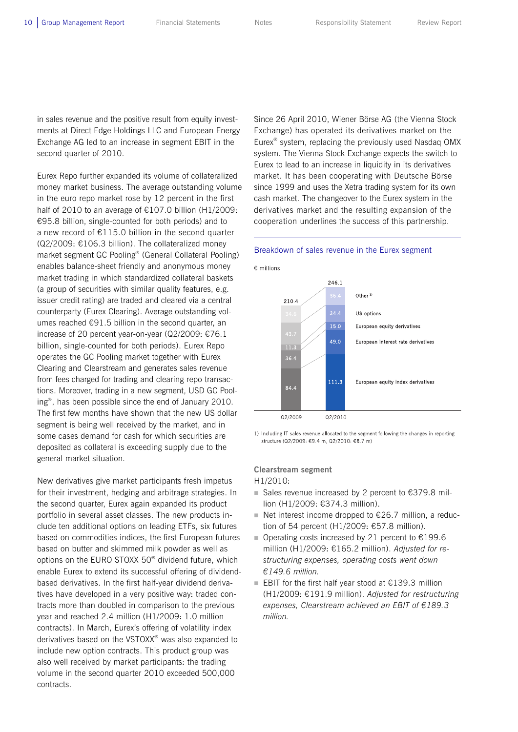in sales revenue and the positive result from equity investments at Direct Edge Holdings LLC and European Energy Exchange AG led to an increase in segment EBIT in the second quarter of 2010.

Eurex Repo further expanded its volume of collateralized money market business. The average outstanding volume in the euro repo market rose by 12 percent in the first half of 2010 to an average of €107.0 billion (H1/2009: €95.8 billion, single-counted for both periods) and to a new record of €115.0 billion in the second quarter (Q2/2009: €106.3 billion). The collateralized money market segment GC Pooling® (General Collateral Pooling) enables balance-sheet friendly and anonymous money market trading in which standardized collateral baskets (a group of securities with similar quality features, e.g. issuer credit rating) are traded and cleared via a central counterparty (Eurex Clearing). Average outstanding volumes reached €91.5 billion in the second quarter, an increase of 20 percent year-on-year (Q2/2009: €76.1 billion, single-counted for both periods). Eurex Repo operates the GC Pooling market together with Eurex Clearing and Clearstream and generates sales revenue from fees charged for trading and clearing repo transactions. Moreover, trading in a new segment, USD GC Pooling®, has been possible since the end of January 2010. The first few months have shown that the new US dollar segment is being well received by the market, and in some cases demand for cash for which securities are deposited as collateral is exceeding supply due to the general market situation.

New derivatives give market participants fresh impetus for their investment, hedging and arbitrage strategies. In the second quarter, Eurex again expanded its product portfolio in several asset classes. The new products include ten additional options on leading ETFs, six futures based on commodities indices, the first European futures based on butter and skimmed milk powder as well as options on the EURO STOXX 50® dividend future, which enable Eurex to extend its successful offering of dividend-based derivatives. In the first half-year dividend derivatives have developed in a very positive way: traded contracts more than doubled in comparison to the previous year and reached 2.4 million (H1/2009: 1.0 million contracts). In March, Eurex's offering of volatility index derivatives based on the VSTOXX® was also expanded to include new option contracts. This product group was also well received by market participants: the trading volume in the second quarter 2010 exceeded 500,000 contracts.

Since 26 April 2010, Wiener Börse AG (the Vienna Stock Exchange) has operated its derivatives market on the Eurex® system, replacing the previously used Nasdaq OMX system. The Vienna Stock Exchange expects the switch to Eurex to lead to an increase in liquidity in its derivatives market. It has been cooperating with Deutsche Börse since 1999 and uses the Xetra trading system for its own cash market. The changeover to the Eurex system in the derivatives market and the resulting expansion of the cooperation underlines the success of this partnership.

**Breakdown of sales revenue in the Eurex segment**

€ millions

| | Q2/2009 | Q2/2010 |
|---|---|---|
| Other[1] | 34.6 | 36.4 |
| US options | 43.7 | 34.4 |
| European equity derivatives | 11.3 | 15.0 |
| European interest rate derivatives | 36.4 | 49.0 |
| European equity index derivatives | 84.4 | 111.3 |
| Total | 210.4 | 246.1 |

1) Including IT sales revenue allocated to the segment following the changes in reporting structure (Q2/2009: €9.4 m, Q2/2010: €8.7 m)

**Clearstream segment**

H1/2010:

- Sales revenue increased by 2 percent to €379.8 million (H1/2009: €374.3 million).
- Net interest income dropped to €26.7 million, a reduction of 54 percent (H1/2009: €57.8 million).
- Operating costs increased by 21 percent to €199.6 million (H1/2009: €165.2 million). *Adjusted for restructuring expenses, operating costs went down €149.6 million.*
- EBIT for the first half year stood at €139.3 million (H1/2009: €191.9 million). *Adjusted for restructuring expenses, Clearstream achieved an EBIT of €189.3 million.*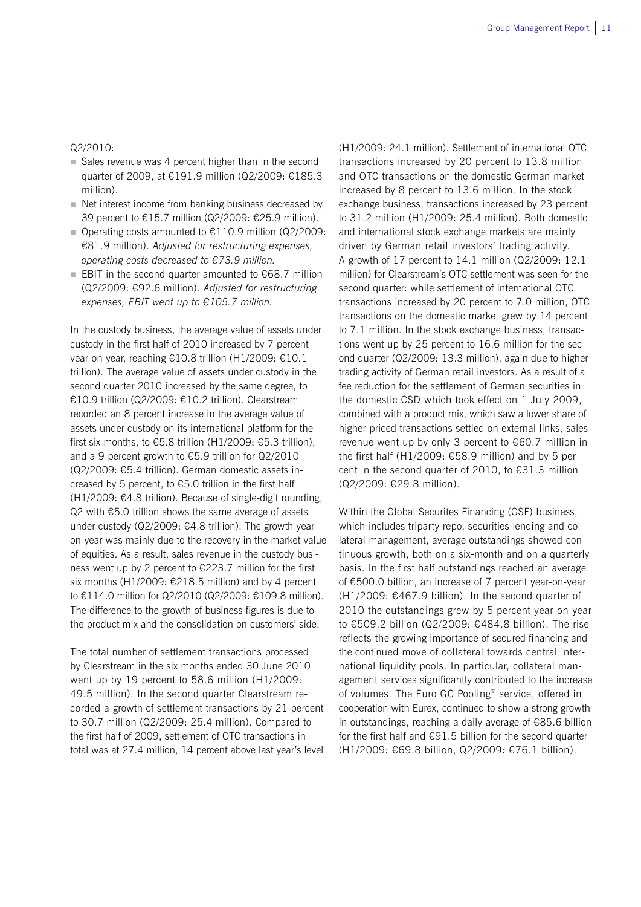Q2/2010:

- Sales revenue was 4 percent higher than in the second quarter of 2009, at €191.9 million (Q2/2009: €185.3 million).
- Net interest income from banking business decreased by 39 percent to €15.7 million (Q2/2009: €25.9 million).
- Operating costs amounted to €110.9 million (Q2/2009: €81.9 million). *Adjusted for restructuring expenses, operating costs decreased to €73.9 million.*
- EBIT in the second quarter amounted to €68.7 million (Q2/2009: €92.6 million). *Adjusted for restructuring expenses, EBIT went up to €105.7 million.*

In the custody business, the average value of assets under custody in the first half of 2010 increased by 7 percent year-on-year, reaching €10.8 trillion (H1/2009: €10.1 trillion). The average value of assets under custody in the second quarter 2010 increased by the same degree, to €10.9 trillion (Q2/2009: €10.2 trillion). Clearstream recorded an 8 percent increase in the average value of assets under custody on its international platform for the first six months, to €5.8 trillion (H1/2009: €5.3 trillion), and a 9 percent growth to €5.9 trillion for Q2/2010 (Q2/2009: €5.4 trillion). German domestic assets increased by 5 percent, to €5.0 trillion in the first half (H1/2009: €4.8 trillion). Because of single-digit rounding, Q2 with €5.0 trillion shows the same average of assets under custody (Q2/2009: €4.8 trillion). The growth year-on-year was mainly due to the recovery in the market value of equities. As a result, sales revenue in the custody business went up by 2 percent to €223.7 million for the first six months (H1/2009: €218.5 million) and by 4 percent to €114.0 million for Q2/2010 (Q2/2009: €109.8 million). The difference to the growth of business figures is due to the product mix and the consolidation on customers' side.

The total number of settlement transactions processed by Clearstream in the six months ended 30 June 2010 went up by 19 percent to 58.6 million (H1/2009: 49.5 million). In the second quarter Clearstream recorded a growth of settlement transactions by 21 percent to 30.7 million (Q2/2009: 25.4 million). Compared to the first half of 2009, settlement of OTC transactions in total was at 27.4 million, 14 percent above last year's level (H1/2009: 24.1 million). Settlement of international OTC transactions increased by 20 percent to 13.8 million and OTC transactions on the domestic German market increased by 8 percent to 13.6 million. In the stock exchange business, transactions increased by 23 percent to 31.2 million (H1/2009: 25.4 million). Both domestic and international stock exchange markets are mainly driven by German retail investors' trading activity. A growth of 17 percent to 14.1 million (Q2/2009: 12.1 million) for Clearstream's OTC settlement was seen for the second quarter: while settlement of international OTC transactions increased by 20 percent to 7.0 million, OTC transactions on the domestic market grew by 14 percent to 7.1 million. In the stock exchange business, transactions went up by 25 percent to 16.6 million for the second quarter (Q2/2009: 13.3 million), again due to higher trading activity of German retail investors. As a result of a fee reduction for the settlement of German securities in the domestic CSD which took effect on 1 July 2009, combined with a product mix, which saw a lower share of higher priced transactions settled on external links, sales revenue went up by only 3 percent to €60.7 million in the first half (H1/2009: €58.9 million) and by 5 percent in the second quarter of 2010, to €31.3 million (Q2/2009: €29.8 million).

Within the Global Securites Financing (GSF) business, which includes triparty repo, securities lending and collateral management, average outstandings showed continuous growth, both on a six-month and on a quarterly basis. In the first half outstandings reached an average of €500.0 billion, an increase of 7 percent year-on-year (H1/2009: €467.9 billion). In the second quarter of 2010 the outstandings grew by 5 percent year-on-year to €509.2 billion (Q2/2009: €484.8 billion). The rise reflects the growing importance of secured financing and the continued move of collateral towards central international liquidity pools. In particular, collateral management services significantly contributed to the increase of volumes. The Euro GC Pooling® service, offered in cooperation with Eurex, continued to show a strong growth in outstandings, reaching a daily average of €85.6 billion for the first half and €91.5 billion for the second quarter (H1/2009: €69.8 billion, Q2/2009: €76.1 billion).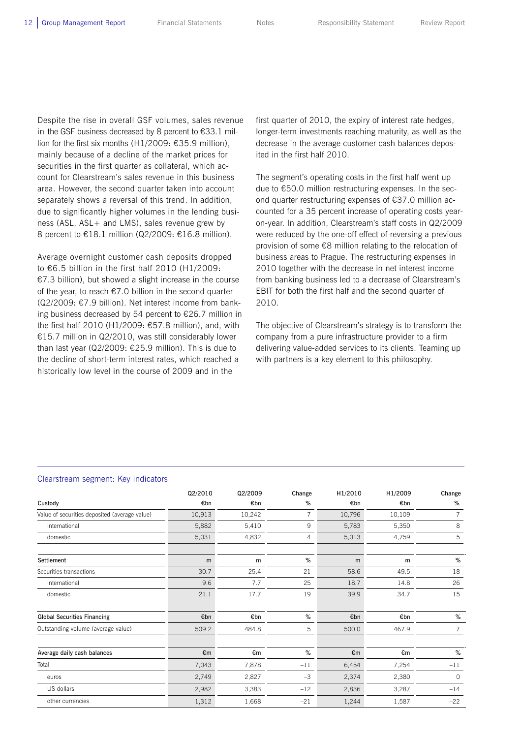Despite the rise in overall GSF volumes, sales revenue in the GSF business decreased by 8 percent to €33.1 million for the first six months (H1/2009: €35.9 million), mainly because of a decline of the market prices for securities in the first quarter as collateral, which account for Clearstream's sales revenue in this business area. However, the second quarter taken into account separately shows a reversal of this trend. In addition, due to significantly higher volumes in the lending business (ASL, ASL+ and LMS), sales revenue grew by 8 percent to €18.1 million (Q2/2009: €16.8 million).

Average overnight customer cash deposits dropped to €6.5 billion in the first half 2010 (H1/2009: €7.3 billion), but showed a slight increase in the course of the year, to reach €7.0 billion in the second quarter (Q2/2009: €7.9 billion). Net interest income from banking business decreased by 54 percent to €26.7 million in the first half 2010 (H1/2009: €57.8 million), and, with €15.7 million in Q2/2010, was still considerably lower than last year (Q2/2009: €25.9 million). This is due to the decline of short-term interest rates, which reached a historically low level in the course of 2009 and in the first quarter of 2010, the expiry of interest rate hedges, longer-term investments reaching maturity, as well as the decrease in the average customer cash balances deposited in the first half 2010.

The segment's operating costs in the first half went up due to €50.0 million restructuring expenses. In the second quarter restructuring expenses of €37.0 million accounted for a 35 percent increase of operating costs year-on-year. In addition, Clearstream's staff costs in Q2/2009 were reduced by the one-off effect of reversing a previous provision of some €8 million relating to the relocation of business areas to Prague. The restructuring expenses in 2010 together with the decrease in net interest income from banking business led to a decrease of Clearstream's EBIT for both the first half and the second quarter of 2010.

The objective of Clearstream's strategy is to transform the company from a pure infrastructure provider to a firm delivering value-added services to its clients. Teaming up with partners is a key element to this philosophy.

### Clearstream segment: Key indicators

| | Q2/2010 | Q2/2009 | Change | H1/2010 | H1/2009 | Change |
|---|---|---|---|---|---|---|
| **Custody** | €bn | €bn | % | €bn | €bn | % |
| Value of securities deposited (average value) | 10,913 | 10,242 | 7 | 10,796 | 10,109 | 7 |
| international | 5,882 | 5,410 | 9 | 5,783 | 5,350 | 8 |
| domestic | 5,031 | 4,832 | 4 | 5,013 | 4,759 | 5 |
| **Settlement** | m | m | % | m | m | % |
| Securities transactions | 30.7 | 25.4 | 21 | 58.6 | 49.5 | 18 |
| international | 9.6 | 7.7 | 25 | 18.7 | 14.8 | 26 |
| domestic | 21.1 | 17.7 | 19 | 39.9 | 34.7 | 15 |
| **Global Securities Financing** | €bn | €bn | % | €bn | €bn | % |
| Outstanding volume (average value) | 509.2 | 484.8 | 5 | 500.0 | 467.9 | 7 |
| **Average daily cash balances** | €m | €m | % | €m | €m | % |
| Total | 7,043 | 7,878 | –11 | 6,454 | 7,254 | –11 |
| euros | 2,749 | 2,827 | –3 | 2,374 | 2,380 | 0 |
| US dollars | 2,982 | 3,383 | –12 | 2,836 | 3,287 | –14 |
| other currencies | 1,312 | 1,668 | –21 | 1,244 | 1,587 | –22 |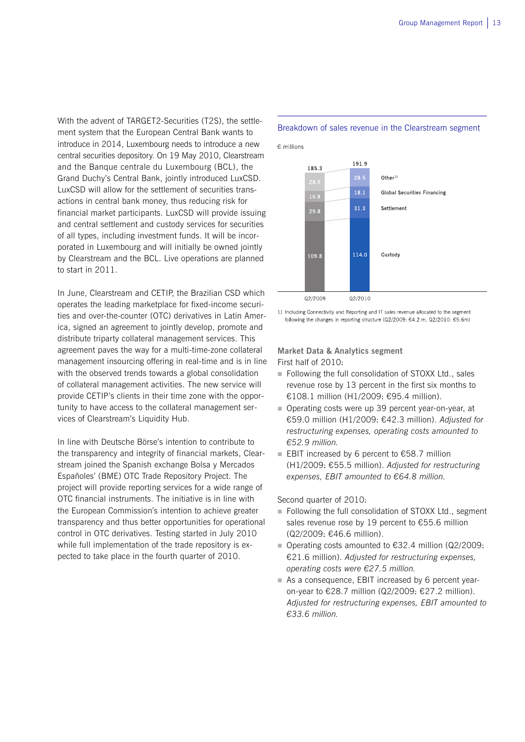With the advent of TARGET2-Securities (T2S), the settlement system that the European Central Bank wants to introduce in 2014, Luxembourg needs to introduce a new central securities depository. On 19 May 2010, Clearstream and the Banque centrale du Luxembourg (BCL), the Grand Duchy's Central Bank, jointly introduced LuxCSD. LuxCSD will allow for the settlement of securities transactions in central bank money, thus reducing risk for financial market participants. LuxCSD will provide issuing and central settlement and custody services for securities of all types, including investment funds. It will be incorporated in Luxembourg and will initially be owned jointly by Clearstream and the BCL. Live operations are planned to start in 2011.

In June, Clearstream and CETIP, the Brazilian CSD which operates the leading marketplace for fixed-income securities and over-the-counter (OTC) derivatives in Latin America, signed an agreement to jointly develop, promote and distribute triparty collateral management services. This agreement paves the way for a multi-time-zone collateral management insourcing offering in real-time and is in line with the observed trends towards a global consolidation of collateral management activities. The new service will provide CETIP's clients in their time zone with the opportunity to have access to the collateral management services of Clearstream's Liquidity Hub.

In line with Deutsche Börse's intention to contribute to the transparency and integrity of financial markets, Clearstream joined the Spanish exchange Bolsa y Mercados Españoles' (BME) OTC Trade Repository Project. The project will provide reporting services for a wide range of OTC financial instruments. The initiative is in line with the European Commission's intention to achieve greater transparency and thus better opportunities for operational control in OTC derivatives. Testing started in July 2010 while full implementation of the trade repository is expected to take place in the fourth quarter of 2010.

**Breakdown of sales revenue in the Clearstream segment**

€ millions

| | Q2/2009 | Q2/2010 |
|---|---|---|
| Other[1] | 28.9 | 28.5 |
| Global Securities Financing | 16.8 | 18.1 |
| Settlement | 29.8 | 31.3 |
| Custody | 109.8 | 114.0 |
| Total | 185.3 | 191.9 |

1) Including Connectivity and Reporting and IT sales revenue allocated to the segment following the changes in reporting structure (Q2/2009: €4.2 m, Q2/2010: €5.6m)

### Market Data & Analytics segment

First half of 2010:

- Following the full consolidation of STOXX Ltd., sales revenue rose by 13 percent in the first six months to €108.1 million (H1/2009: €95.4 million).
- Operating costs were up 39 percent year-on-year, at €59.0 million (H1/2009: €42.3 million). *Adjusted for restructuring expenses, operating costs amounted to €52.9 million.*
- EBIT increased by 6 percent to €58.7 million (H1/2009: €55.5 million). *Adjusted for restructuring expenses, EBIT amounted to €64.8 million.*

Second quarter of 2010:

- Following the full consolidation of STOXX Ltd., segment sales revenue rose by 19 percent to €55.6 million (Q2/2009: €46.6 million).
- Operating costs amounted to €32.4 million (Q2/2009: €21.6 million). *Adjusted for restructuring expenses, operating costs were €27.5 million.*
- As a consequence, EBIT increased by 6 percent year-on-year to €28.7 million (Q2/2009: €27.2 million). *Adjusted for restructuring expenses, EBIT amounted to €33.6 million.*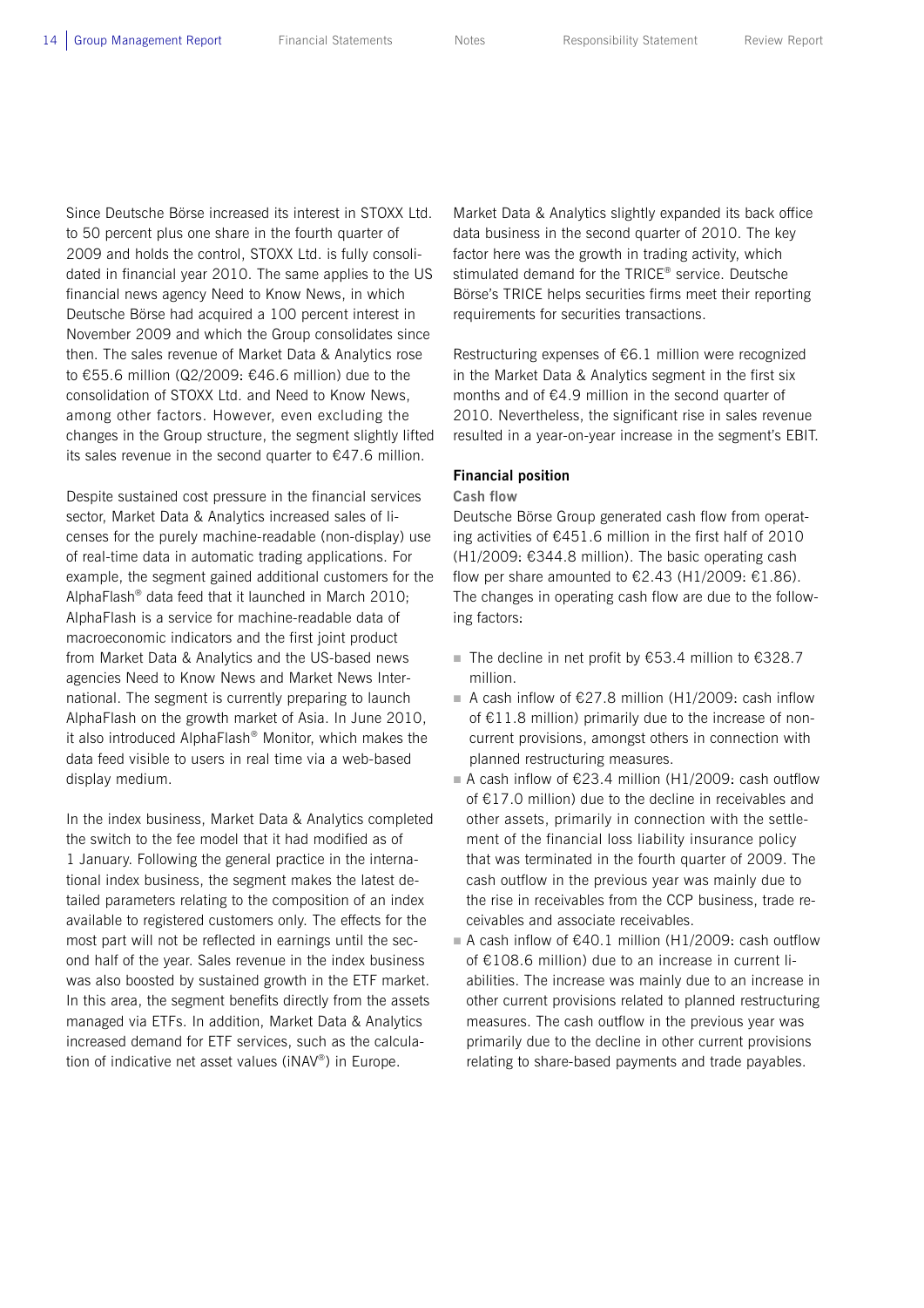Since Deutsche Börse increased its interest in STOXX Ltd. to 50 percent plus one share in the fourth quarter of 2009 and holds the control, STOXX Ltd. is fully consolidated in financial year 2010. The same applies to the US financial news agency Need to Know News, in which Deutsche Börse had acquired a 100 percent interest in November 2009 and which the Group consolidates since then. The sales revenue of Market Data & Analytics rose to €55.6 million (Q2/2009: €46.6 million) due to the consolidation of STOXX Ltd. and Need to Know News, among other factors. However, even excluding the changes in the Group structure, the segment slightly lifted its sales revenue in the second quarter to €47.6 million.

Despite sustained cost pressure in the financial services sector, Market Data & Analytics increased sales of licenses for the purely machine-readable (non-display) use of real-time data in automatic trading applications. For example, the segment gained additional customers for the AlphaFlash® data feed that it launched in March 2010; AlphaFlash is a service for machine-readable data of macroeconomic indicators and the first joint product from Market Data & Analytics and the US-based news agencies Need to Know News and Market News International. The segment is currently preparing to launch AlphaFlash on the growth market of Asia. In June 2010, it also introduced AlphaFlash® Monitor, which makes the data feed visible to users in real time via a web-based display medium.

In the index business, Market Data & Analytics completed the switch to the fee model that it had modified as of 1 January. Following the general practice in the international index business, the segment makes the latest detailed parameters relating to the composition of an index available to registered customers only. The effects for the most part will not be reflected in earnings until the second half of the year. Sales revenue in the index business was also boosted by sustained growth in the ETF market. In this area, the segment benefits directly from the assets managed via ETFs. In addition, Market Data & Analytics increased demand for ETF services, such as the calculation of indicative net asset values (iNAV®) in Europe.

Market Data & Analytics slightly expanded its back office data business in the second quarter of 2010. The key factor here was the growth in trading activity, which stimulated demand for the TRICE® service. Deutsche Börse's TRICE helps securities firms meet their reporting requirements for securities transactions.

Restructuring expenses of €6.1 million were recognized in the Market Data & Analytics segment in the first six months and of €4.9 million in the second quarter of 2010. Nevertheless, the significant rise in sales revenue resulted in a year-on-year increase in the segment's EBIT.

## Financial position

### Cash flow

Deutsche Börse Group generated cash flow from operating activities of €451.6 million in the first half of 2010 (H1/2009: €344.8 million). The basic operating cash flow per share amounted to €2.43 (H1/2009: €1.86). The changes in operating cash flow are due to the following factors:

- The decline in net profit by €53.4 million to €328.7 million.
- A cash inflow of €27.8 million (H1/2009: cash inflow of €11.8 million) primarily due to the increase of non-current provisions, amongst others in connection with planned restructuring measures.
- A cash inflow of €23.4 million (H1/2009: cash outflow of €17.0 million) due to the decline in receivables and other assets, primarily in connection with the settlement of the financial loss liability insurance policy that was terminated in the fourth quarter of 2009. The cash outflow in the previous year was mainly due to the rise in receivables from the CCP business, trade receivables and associate receivables.
- A cash inflow of €40.1 million (H1/2009: cash outflow of €108.6 million) due to an increase in current liabilities. The increase was mainly due to an increase in other current provisions related to planned restructuring measures. The cash outflow in the previous year was primarily due to the decline in other current provisions relating to share-based payments and trade payables.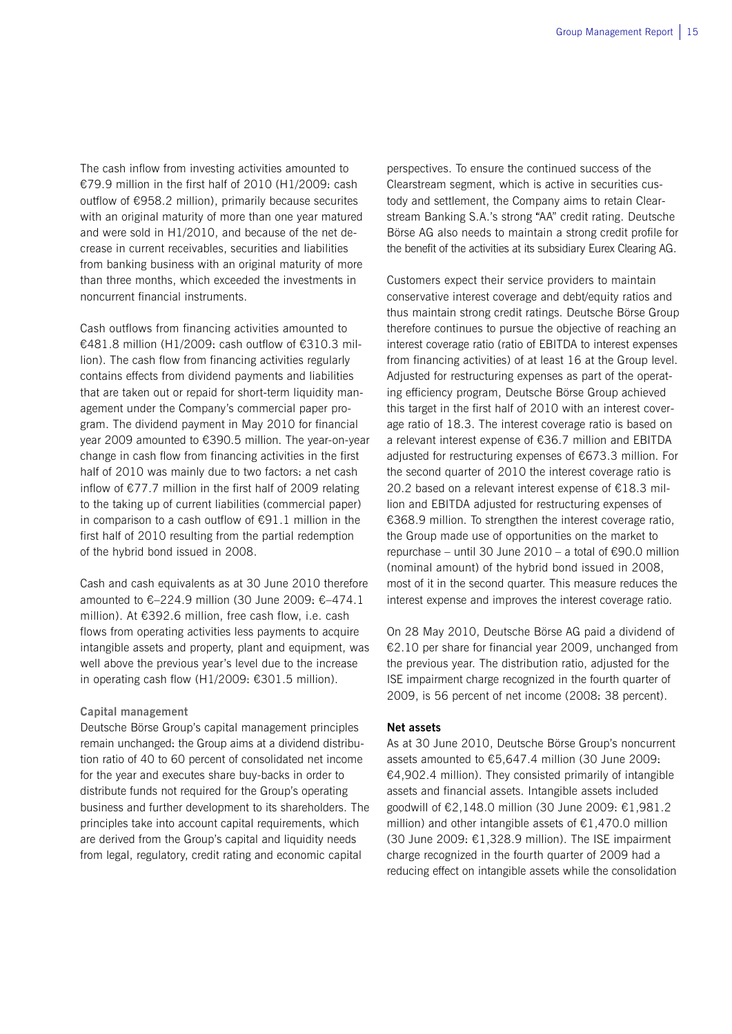The cash inflow from investing activities amounted to €79.9 million in the first half of 2010 (H1/2009: cash outflow of €958.2 million), primarily because securites with an original maturity of more than one year matured and were sold in H1/2010, and because of the net decrease in current receivables, securities and liabilities from banking business with an original maturity of more than three months, which exceeded the investments in noncurrent financial instruments.

Cash outflows from financing activities amounted to €481.8 million (H1/2009: cash outflow of €310.3 million). The cash flow from financing activities regularly contains effects from dividend payments and liabilities that are taken out or repaid for short-term liquidity management under the Company's commercial paper program. The dividend payment in May 2010 for financial year 2009 amounted to €390.5 million. The year-on-year change in cash flow from financing activities in the first half of 2010 was mainly due to two factors: a net cash inflow of €77.7 million in the first half of 2009 relating to the taking up of current liabilities (commercial paper) in comparison to a cash outflow of €91.1 million in the first half of 2010 resulting from the partial redemption of the hybrid bond issued in 2008.

Cash and cash equivalents as at 30 June 2010 therefore amounted to €–224.9 million (30 June 2009: €–474.1 million). At €392.6 million, free cash flow, i.e. cash flows from operating activities less payments to acquire intangible assets and property, plant and equipment, was well above the previous year's level due to the increase in operating cash flow (H1/2009: €301.5 million).

### Capital management

Deutsche Börse Group's capital management principles remain unchanged: the Group aims at a dividend distribution ratio of 40 to 60 percent of consolidated net income for the year and executes share buy-backs in order to distribute funds not required for the Group's operating business and further development to its shareholders. The principles take into account capital requirements, which are derived from the Group's capital and liquidity needs from legal, regulatory, credit rating and economic capital perspectives. To ensure the continued success of the Clearstream segment, which is active in securities custody and settlement, the Company aims to retain Clearstream Banking S.A.'s strong "AA" credit rating. Deutsche Börse AG also needs to maintain a strong credit profile for the benefit of the activities at its subsidiary Eurex Clearing AG.

Customers expect their service providers to maintain conservative interest coverage and debt/equity ratios and thus maintain strong credit ratings. Deutsche Börse Group therefore continues to pursue the objective of reaching an interest coverage ratio (ratio of EBITDA to interest expenses from financing activities) of at least 16 at the Group level. Adjusted for restructuring expenses as part of the operating efficiency program, Deutsche Börse Group achieved this target in the first half of 2010 with an interest coverage ratio of 18.3. The interest coverage ratio is based on a relevant interest expense of €36.7 million and EBITDA adjusted for restructuring expenses of €673.3 million. For the second quarter of 2010 the interest coverage ratio is 20.2 based on a relevant interest expense of €18.3 million and EBITDA adjusted for restructuring expenses of €368.9 million. To strengthen the interest coverage ratio, the Group made use of opportunities on the market to repurchase – until 30 June 2010 – a total of €90.0 million (nominal amount) of the hybrid bond issued in 2008, most of it in the second quarter. This measure reduces the interest expense and improves the interest coverage ratio.

On 28 May 2010, Deutsche Börse AG paid a dividend of €2.10 per share for financial year 2009, unchanged from the previous year. The distribution ratio, adjusted for the ISE impairment charge recognized in the fourth quarter of 2009, is 56 percent of net income (2008: 38 percent).

### Net assets

As at 30 June 2010, Deutsche Börse Group's noncurrent assets amounted to €5,647.4 million (30 June 2009: €4,902.4 million). They consisted primarily of intangible assets and financial assets. Intangible assets included goodwill of €2,148.0 million (30 June 2009: €1,981.2 million) and other intangible assets of €1,470.0 million (30 June 2009: €1,328.9 million). The ISE impairment charge recognized in the fourth quarter of 2009 had a reducing effect on intangible assets while the consolidation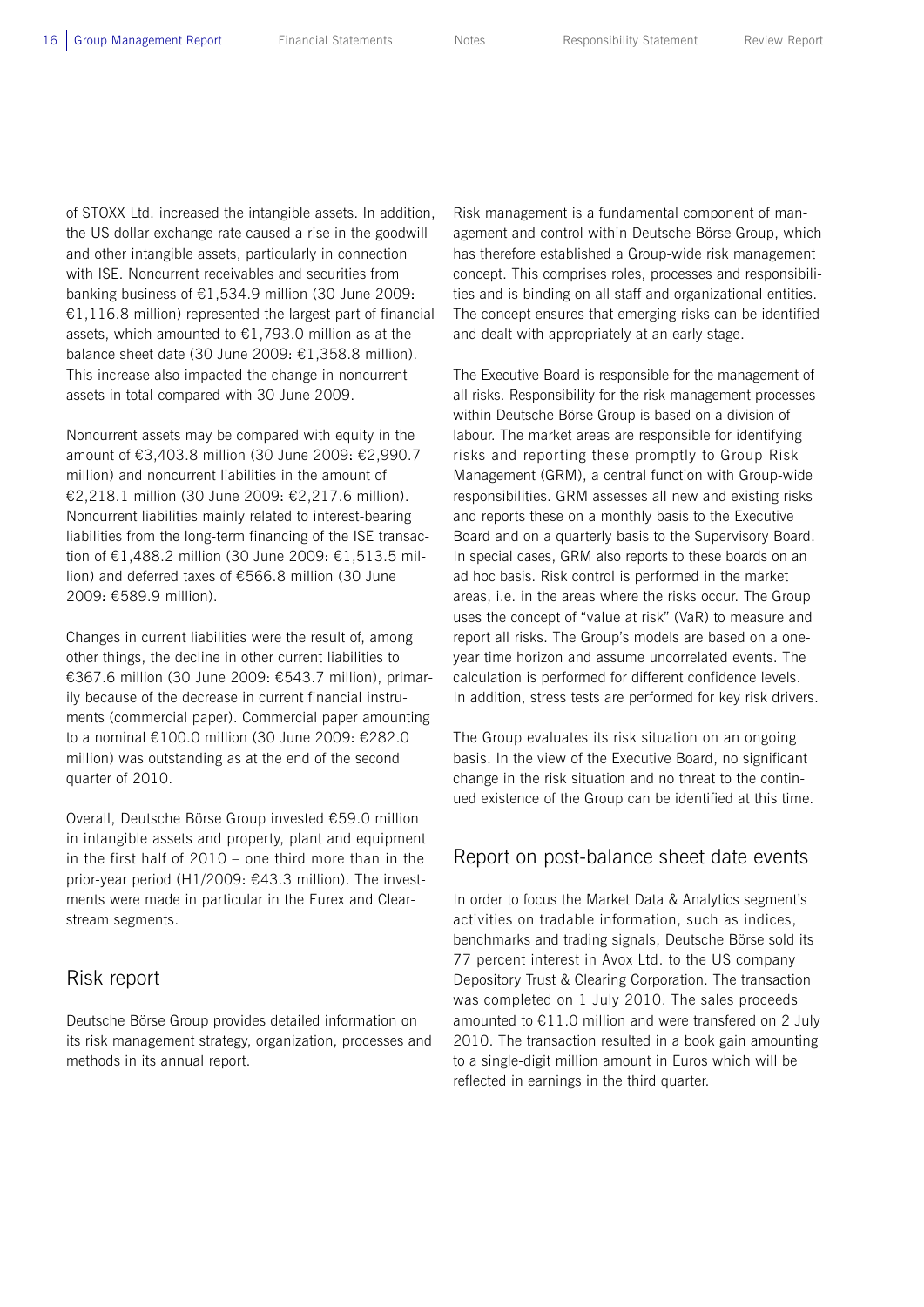of STOXX Ltd. increased the intangible assets. In addition, the US dollar exchange rate caused a rise in the goodwill and other intangible assets, particularly in connection with ISE. Noncurrent receivables and securities from banking business of €1,534.9 million (30 June 2009: €1,116.8 million) represented the largest part of financial assets, which amounted to €1,793.0 million as at the balance sheet date (30 June 2009: €1,358.8 million). This increase also impacted the change in noncurrent assets in total compared with 30 June 2009.

Noncurrent assets may be compared with equity in the amount of €3,403.8 million (30 June 2009: €2,990.7 million) and noncurrent liabilities in the amount of €2,218.1 million (30 June 2009: €2,217.6 million). Noncurrent liabilities mainly related to interest-bearing liabilities from the long-term financing of the ISE transaction of €1,488.2 million (30 June 2009: €1,513.5 million) and deferred taxes of €566.8 million (30 June 2009: €589.9 million).

Changes in current liabilities were the result of, among other things, the decline in other current liabilities to €367.6 million (30 June 2009: €543.7 million), primarily because of the decrease in current financial instruments (commercial paper). Commercial paper amounting to a nominal €100.0 million (30 June 2009: €282.0 million) was outstanding as at the end of the second quarter of 2010.

Overall, Deutsche Börse Group invested €59.0 million in intangible assets and property, plant and equipment in the first half of 2010 – one third more than in the prior-year period (H1/2009: €43.3 million). The investments were made in particular in the Eurex and Clearstream segments.

## Risk report

Deutsche Börse Group provides detailed information on its risk management strategy, organization, processes and methods in its annual report.

Risk management is a fundamental component of management and control within Deutsche Börse Group, which has therefore established a Group-wide risk management concept. This comprises roles, processes and responsibilities and is binding on all staff and organizational entities. The concept ensures that emerging risks can be identified and dealt with appropriately at an early stage.

The Executive Board is responsible for the management of all risks. Responsibility for the risk management processes within Deutsche Börse Group is based on a division of labour. The market areas are responsible for identifying risks and reporting these promptly to Group Risk Management (GRM), a central function with Group-wide responsibilities. GRM assesses all new and existing risks and reports these on a monthly basis to the Executive Board and on a quarterly basis to the Supervisory Board. In special cases, GRM also reports to these boards on an ad hoc basis. Risk control is performed in the market areas, i.e. in the areas where the risks occur. The Group uses the concept of "value at risk" (VaR) to measure and report all risks. The Group's models are based on a one-year time horizon and assume uncorrelated events. The calculation is performed for different confidence levels. In addition, stress tests are performed for key risk drivers.

The Group evaluates its risk situation on an ongoing basis. In the view of the Executive Board, no significant change in the risk situation and no threat to the continued existence of the Group can be identified at this time.

## Report on post-balance sheet date events

In order to focus the Market Data & Analytics segment's activities on tradable information, such as indices, benchmarks and trading signals, Deutsche Börse sold its 77 percent interest in Avox Ltd. to the US company Depository Trust & Clearing Corporation. The transaction was completed on 1 July 2010. The sales proceeds amounted to €11.0 million and were transfered on 2 July 2010. The transaction resulted in a book gain amounting to a single-digit million amount in Euros which will be reflected in earnings in the third quarter.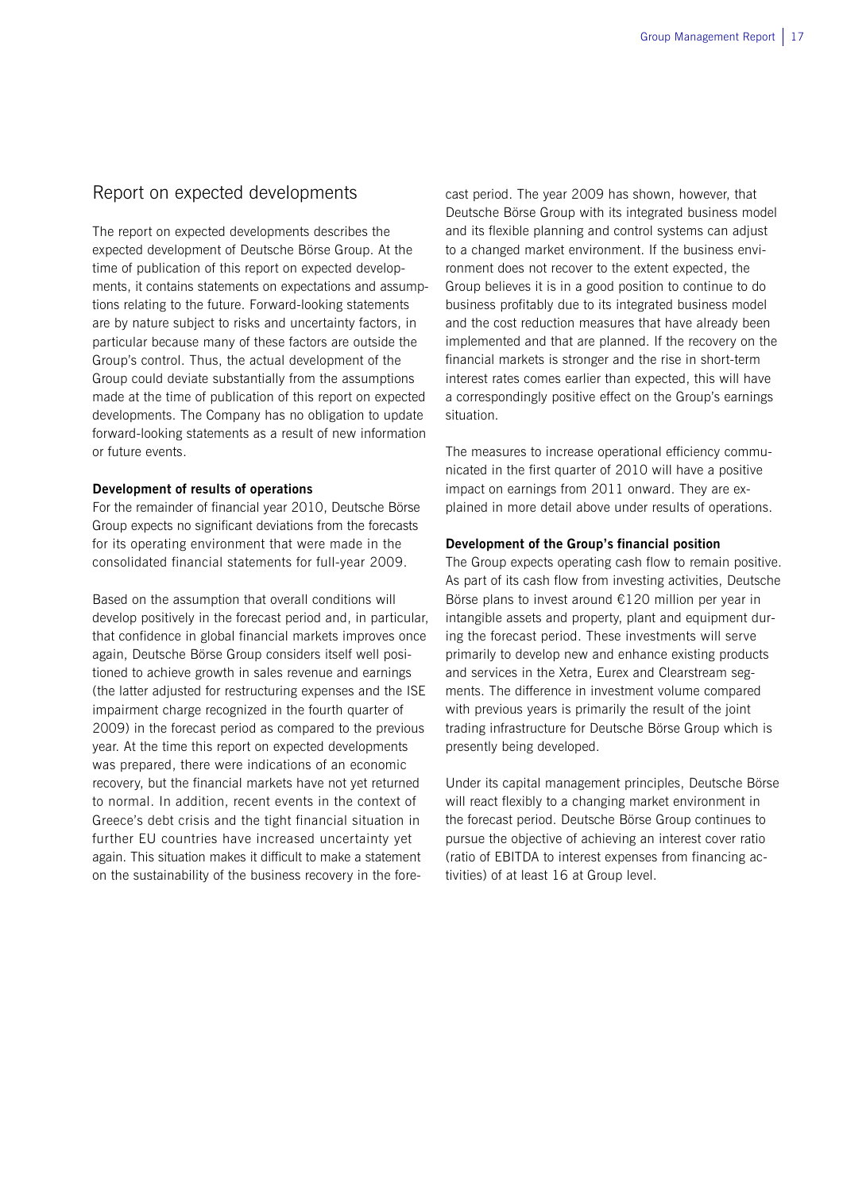## Report on expected developments

The report on expected developments describes the expected development of Deutsche Börse Group. At the time of publication of this report on expected developments, it contains statements on expectations and assumptions relating to the future. Forward-looking statements are by nature subject to risks and uncertainty factors, in particular because many of these factors are outside the Group's control. Thus, the actual development of the Group could deviate substantially from the assumptions made at the time of publication of this report on expected developments. The Company has no obligation to update forward-looking statements as a result of new information or future events.

**Development of results of operations**

For the remainder of financial year 2010, Deutsche Börse Group expects no significant deviations from the forecasts for its operating environment that were made in the consolidated financial statements for full-year 2009.

Based on the assumption that overall conditions will develop positively in the forecast period and, in particular, that confidence in global financial markets improves once again, Deutsche Börse Group considers itself well positioned to achieve growth in sales revenue and earnings (the latter adjusted for restructuring expenses and the ISE impairment charge recognized in the fourth quarter of 2009) in the forecast period as compared to the previous year. At the time this report on expected developments was prepared, there were indications of an economic recovery, but the financial markets have not yet returned to normal. In addition, recent events in the context of Greece's debt crisis and the tight financial situation in further EU countries have increased uncertainty yet again. This situation makes it difficult to make a statement on the sustainability of the business recovery in the forecast period. The year 2009 has shown, however, that Deutsche Börse Group with its integrated business model and its flexible planning and control systems can adjust to a changed market environment. If the business environment does not recover to the extent expected, the Group believes it is in a good position to continue to do business profitably due to its integrated business model and the cost reduction measures that have already been implemented and that are planned. If the recovery on the financial markets is stronger and the rise in short-term interest rates comes earlier than expected, this will have a correspondingly positive effect on the Group's earnings situation.

The measures to increase operational efficiency communicated in the first quarter of 2010 will have a positive impact on earnings from 2011 onward. They are explained in more detail above under results of operations.

**Development of the Group's financial position**

The Group expects operating cash flow to remain positive. As part of its cash flow from investing activities, Deutsche Börse plans to invest around €120 million per year in intangible assets and property, plant and equipment during the forecast period. These investments will serve primarily to develop new and enhance existing products and services in the Xetra, Eurex and Clearstream segments. The difference in investment volume compared with previous years is primarily the result of the joint trading infrastructure for Deutsche Börse Group which is presently being developed.

Under its capital management principles, Deutsche Börse will react flexibly to a changing market environment in the forecast period. Deutsche Börse Group continues to pursue the objective of achieving an interest cover ratio (ratio of EBITDA to interest expenses from financing activities) of at least 16 at Group level.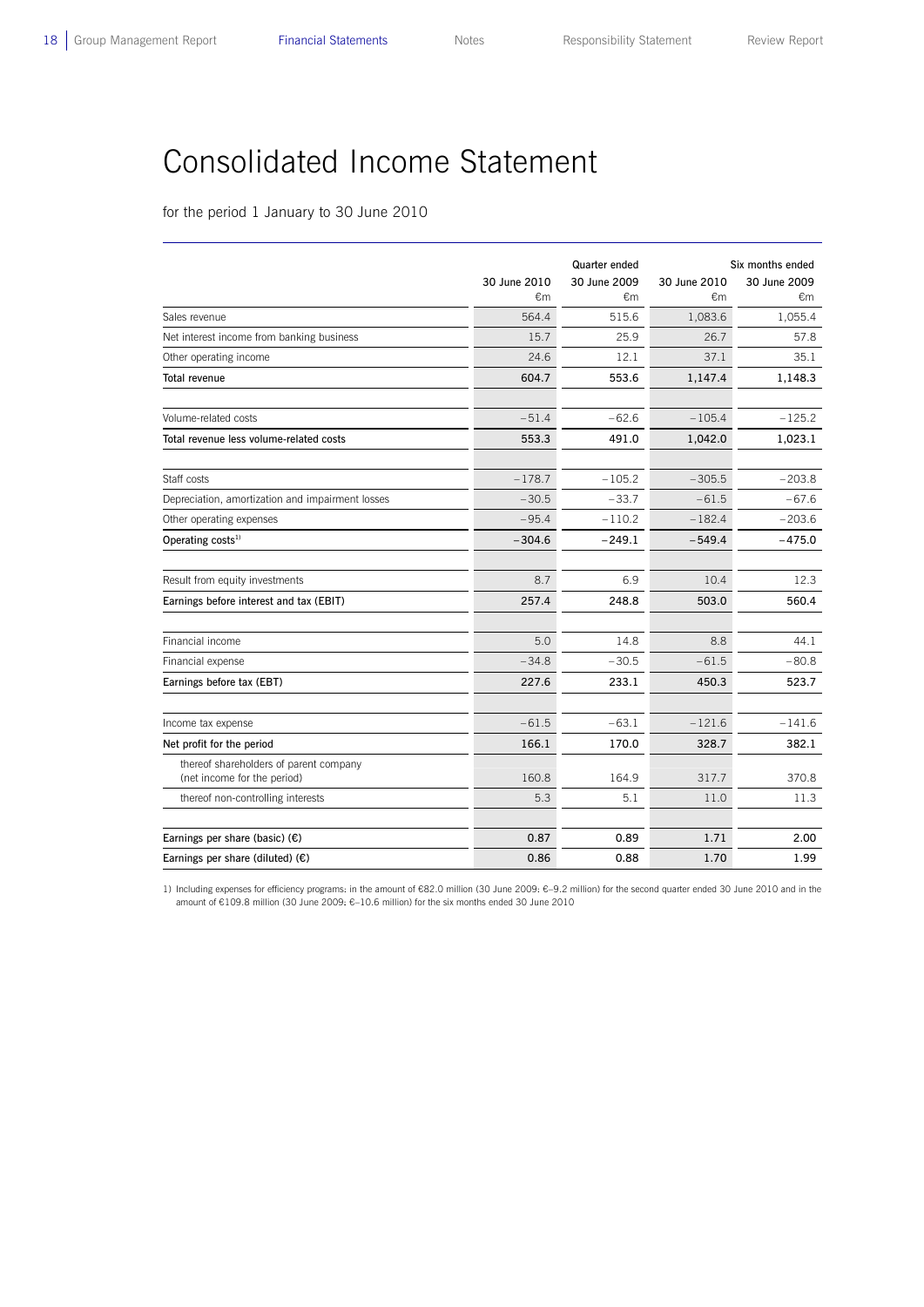# Consolidated Income Statement

for the period 1 January to 30 June 2010

| | Quarter ended | | Six months ended | |
|---|---|---|---|---|
| | 30 June 2010 €m | 30 June 2009 €m | 30 June 2010 €m | 30 June 2009 €m |
| Sales revenue | 564.4 | 515.6 | 1,083.6 | 1,055.4 |
| Net interest income from banking business | 15.7 | 25.9 | 26.7 | 57.8 |
| Other operating income | 24.6 | 12.1 | 37.1 | 35.1 |
| **Total revenue** | **604.7** | **553.6** | **1,147.4** | **1,148.3** |
| Volume-related costs | –51.4 | –62.6 | –105.4 | –125.2 |
| **Total revenue less volume-related costs** | **553.3** | **491.0** | **1,042.0** | **1,023.1** |
| Staff costs | –178.7 | –105.2 | –305.5 | –203.8 |
| Depreciation, amortization and impairment losses | –30.5 | –33.7 | –61.5 | –67.6 |
| Other operating expenses | –95.4 | –110.2 | –182.4 | –203.6 |
| **Operating costs[1]** | **–304.6** | **–249.1** | **–549.4** | **–475.0** |
| Result from equity investments | 8.7 | 6.9 | 10.4 | 12.3 |
| **Earnings before interest and tax (EBIT)** | **257.4** | **248.8** | **503.0** | **560.4** |
| Financial income | 5.0 | 14.8 | 8.8 | 44.1 |
| Financial expense | –34.8 | –30.5 | –61.5 | –80.8 |
| **Earnings before tax (EBT)** | **227.6** | **233.1** | **450.3** | **523.7** |
| Income tax expense | –61.5 | –63.1 | –121.6 | –141.6 |
| **Net profit for the period** | **166.1** | **170.0** | **328.7** | **382.1** |
| thereof shareholders of parent company (net income for the period) | 160.8 | 164.9 | 317.7 | 370.8 |
| thereof non-controlling interests | 5.3 | 5.1 | 11.0 | 11.3 |
| **Earnings per share (basic) (€)** | **0.87** | **0.89** | **1.71** | **2.00** |
| **Earnings per share (diluted) (€)** | **0.86** | **0.88** | **1.70** | **1.99** |

1) Including expenses for efficiency programs: in the amount of €82.0 million (30 June 2009: €–9.2 million) for the second quarter ended 30 June 2010 and in the amount of €109.8 million (30 June 2009: €–10.6 million) for the six months ended 30 June 2010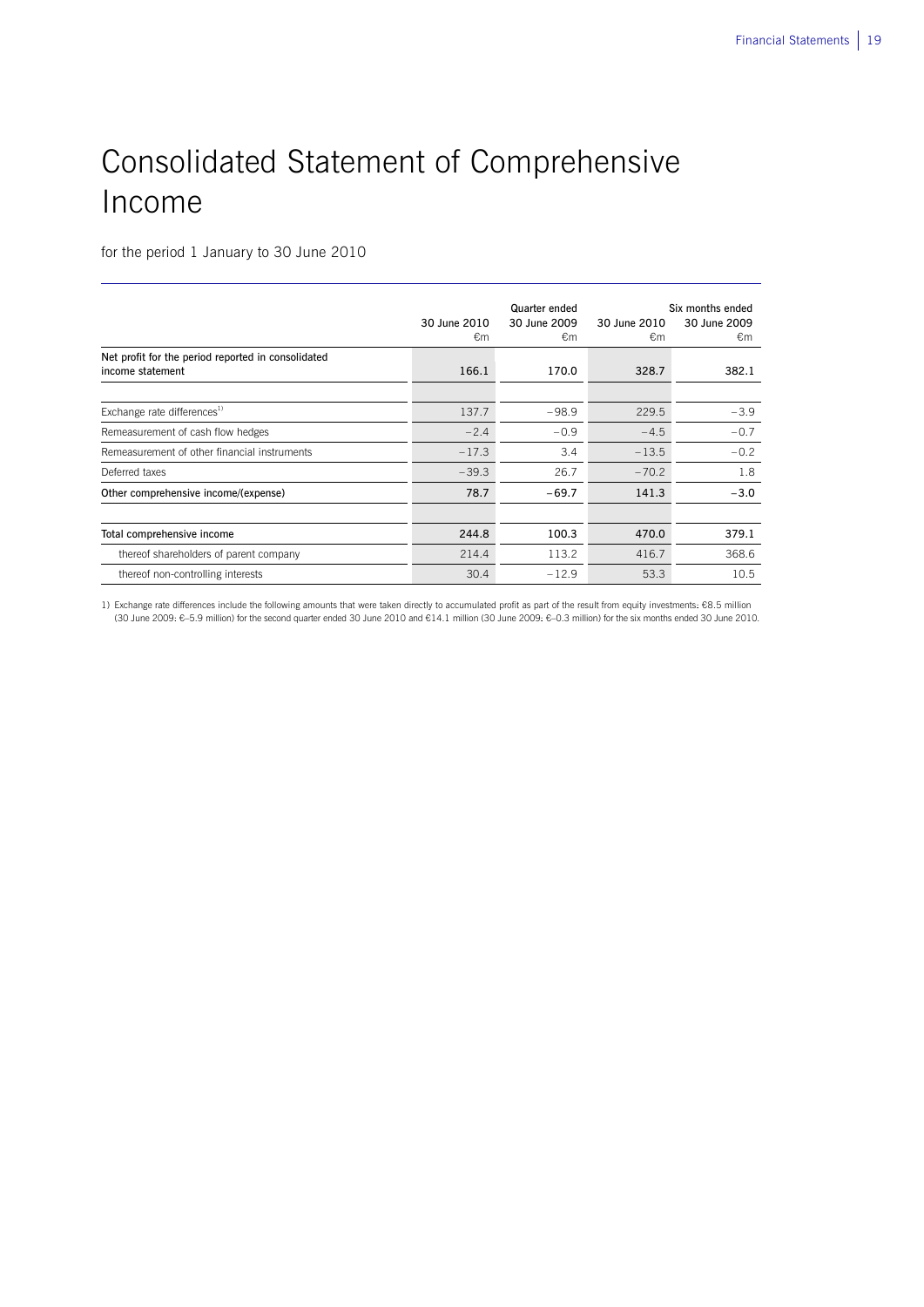# Consolidated Statement of Comprehensive Income

for the period 1 January to 30 June 2010

| | Quarter ended | | Six months ended | |
|---|---|---|---|---|
| | 30 June 2010<br>€m | 30 June 2009<br>€m | 30 June 2010<br>€m | 30 June 2009<br>€m |
| **Net profit for the period reported in consolidated income statement** | **166.1** | **170.0** | **328.7** | **382.1** |
| Exchange rate differences[1] | 137.7 | −98.9 | 229.5 | −3.9 |
| Remeasurement of cash flow hedges | −2.4 | −0.9 | −4.5 | −0.7 |
| Remeasurement of other financial instruments | −17.3 | 3.4 | −13.5 | −0.2 |
| Deferred taxes | −39.3 | 26.7 | −70.2 | 1.8 |
| **Other comprehensive income/(expense)** | **78.7** | **−69.7** | **141.3** | **−3.0** |
| **Total comprehensive income** | **244.8** | **100.3** | **470.0** | **379.1** |
| thereof shareholders of parent company | 214.4 | 113.2 | 416.7 | 368.6 |
| thereof non-controlling interests | 30.4 | −12.9 | 53.3 | 10.5 |

1) Exchange rate differences include the following amounts that were taken directly to accumulated profit as part of the result from equity investments: €8.5 million (30 June 2009: €–5.9 million) for the second quarter ended 30 June 2010 and €14.1 million (30 June 2009: €–0.3 million) for the six months ended 30 June 2010.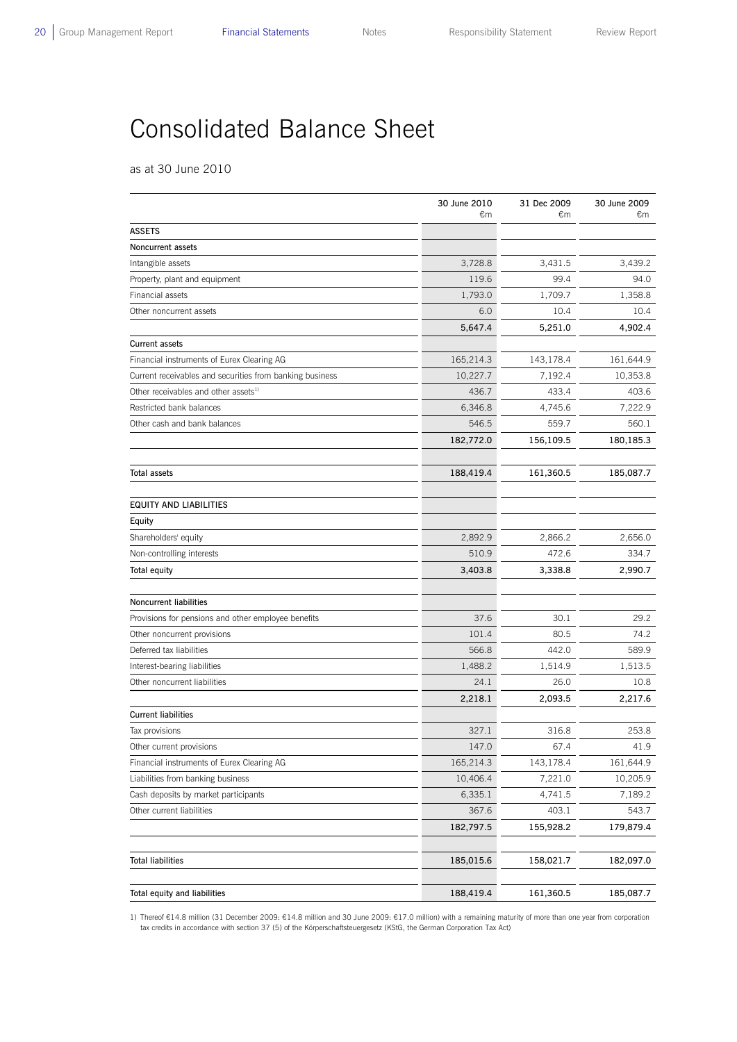# Consolidated Balance Sheet

as at 30 June 2010

| | 30 June 2010 €m | 31 Dec 2009 €m | 30 June 2009 €m |
|---|---|---|---|
| **ASSETS** | | | |
| **Noncurrent assets** | | | |
| Intangible assets | 3,728.8 | 3,431.5 | 3,439.2 |
| Property, plant and equipment | 119.6 | 99.4 | 94.0 |
| Financial assets | 1,793.0 | 1,709.7 | 1,358.8 |
| Other noncurrent assets | 6.0 | 10.4 | 10.4 |
| | **5,647.4** | **5,251.0** | **4,902.4** |
| **Current assets** | | | |
| Financial instruments of Eurex Clearing AG | 165,214.3 | 143,178.4 | 161,644.9 |
| Current receivables and securities from banking business | 10,227.7 | 7,192.4 | 10,353.8 |
| Other receivables and other assets[1] | 436.7 | 433.4 | 403.6 |
| Restricted bank balances | 6,346.8 | 4,745.6 | 7,222.9 |
| Other cash and bank balances | 546.5 | 559.7 | 560.1 |
| | **182,772.0** | **156,109.5** | **180,185.3** |
| **Total assets** | **188,419.4** | **161,360.5** | **185,087.7** |
| **EQUITY AND LIABILITIES** | | | |
| **Equity** | | | |
| Shareholders' equity | 2,892.9 | 2,866.2 | 2,656.0 |
| Non-controlling interests | 510.9 | 472.6 | 334.7 |
| **Total equity** | **3,403.8** | **3,338.8** | **2,990.7** |
| **Noncurrent liabilities** | | | |
| Provisions for pensions and other employee benefits | 37.6 | 30.1 | 29.2 |
| Other noncurrent provisions | 101.4 | 80.5 | 74.2 |
| Deferred tax liabilities | 566.8 | 442.0 | 589.9 |
| Interest-bearing liabilities | 1,488.2 | 1,514.9 | 1,513.5 |
| Other noncurrent liabilities | 24.1 | 26.0 | 10.8 |
| | **2,218.1** | **2,093.5** | **2,217.6** |
| **Current liabilities** | | | |
| Tax provisions | 327.1 | 316.8 | 253.8 |
| Other current provisions | 147.0 | 67.4 | 41.9 |
| Financial instruments of Eurex Clearing AG | 165,214.3 | 143,178.4 | 161,644.9 |
| Liabilities from banking business | 10,406.4 | 7,221.0 | 10,205.9 |
| Cash deposits by market participants | 6,335.1 | 4,741.5 | 7,189.2 |
| Other current liabilities | 367.6 | 403.1 | 543.7 |
| | **182,797.5** | **155,928.2** | **179,879.4** |
| **Total liabilities** | **185,015.6** | **158,021.7** | **182,097.0** |
| **Total equity and liabilities** | **188,419.4** | **161,360.5** | **185,087.7** |

1) Thereof €14.8 million (31 December 2009: €14.8 million and 30 June 2009: €17.0 million) with a remaining maturity of more than one year from corporation tax credits in accordance with section 37 (5) of the Körperschaftsteuergesetz (KStG, the German Corporation Tax Act)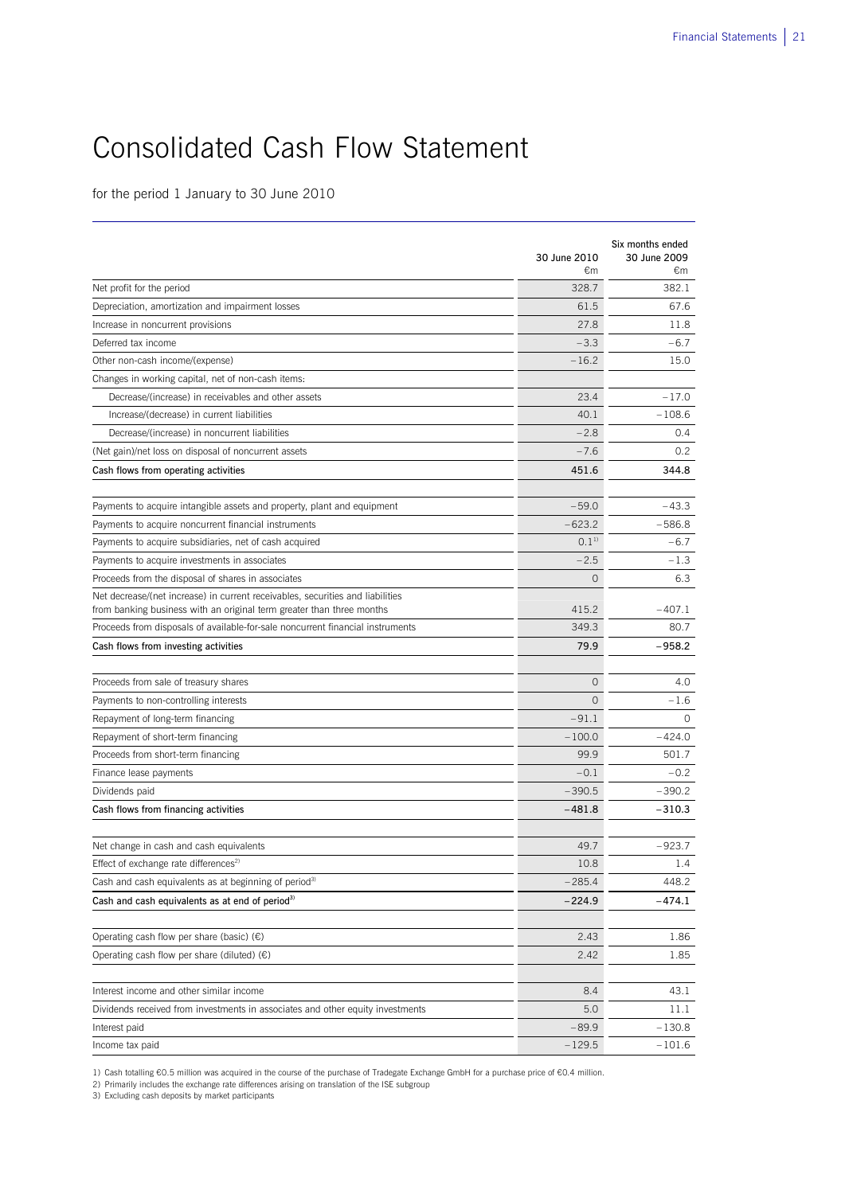# Consolidated Cash Flow Statement

for the period 1 January to 30 June 2010

| | 30 June 2010 €m | Six months ended 30 June 2009 €m |
|---|---|---|
| Net profit for the period | 328.7 | 382.1 |
| Depreciation, amortization and impairment losses | 61.5 | 67.6 |
| Increase in noncurrent provisions | 27.8 | 11.8 |
| Deferred tax income | –3.3 | –6.7 |
| Other non-cash income/(expense) | –16.2 | 15.0 |
| Changes in working capital, net of non-cash items: | | |
| Decrease/(increase) in receivables and other assets | 23.4 | –17.0 |
| Increase/(decrease) in current liabilities | 40.1 | –108.6 |
| Decrease/(increase) in noncurrent liabilities | –2.8 | 0.4 |
| (Net gain)/net loss on disposal of noncurrent assets | –7.6 | 0.2 |
| **Cash flows from operating activities** | **451.6** | **344.8** |
| | | |
| Payments to acquire intangible assets and property, plant and equipment | –59.0 | –43.3 |
| Payments to acquire noncurrent financial instruments | –623.2 | –586.8 |
| Payments to acquire subsidiaries, net of cash acquired | 0.1[1] | –6.7 |
| Payments to acquire investments in associates | –2.5 | –1.3 |
| Proceeds from the disposal of shares in associates | 0 | 6.3 |
| Net decrease/(net increase) in current receivables, securities and liabilities from banking business with an original term greater than three months | 415.2 | –407.1 |
| Proceeds from disposals of available-for-sale noncurrent financial instruments | 349.3 | 80.7 |
| **Cash flows from investing activities** | **79.9** | **–958.2** |
| | | |
| Proceeds from sale of treasury shares | 0 | 4.0 |
| Payments to non-controlling interests | 0 | –1.6 |
| Repayment of long-term financing | –91.1 | 0 |
| Repayment of short-term financing | –100.0 | –424.0 |
| Proceeds from short-term financing | 99.9 | 501.7 |
| Finance lease payments | –0.1 | –0.2 |
| Dividends paid | –390.5 | –390.2 |
| **Cash flows from financing activities** | **–481.8** | **–310.3** |
| | | |
| Net change in cash and cash equivalents | 49.7 | –923.7 |
| Effect of exchange rate differences[2] | 10.8 | 1.4 |
| Cash and cash equivalents as at beginning of period[3] | –285.4 | 448.2 |
| **Cash and cash equivalents as at end of period[3]** | **–224.9** | **–474.1** |
| | | |
| Operating cash flow per share (basic) (€) | 2.43 | 1.86 |
| Operating cash flow per share (diluted) (€) | 2.42 | 1.85 |
| | | |
| Interest income and other similar income | 8.4 | 43.1 |
| Dividends received from investments in associates and other equity investments | 5.0 | 11.1 |
| Interest paid | –89.9 | –130.8 |
| Income tax paid | –129.5 | –101.6 |

1) Cash totalling €0.5 million was acquired in the course of the purchase of Tradegate Exchange GmbH for a purchase price of €0.4 million.
2) Primarily includes the exchange rate differences arising on translation of the ISE subgroup
3) Excluding cash deposits by market participants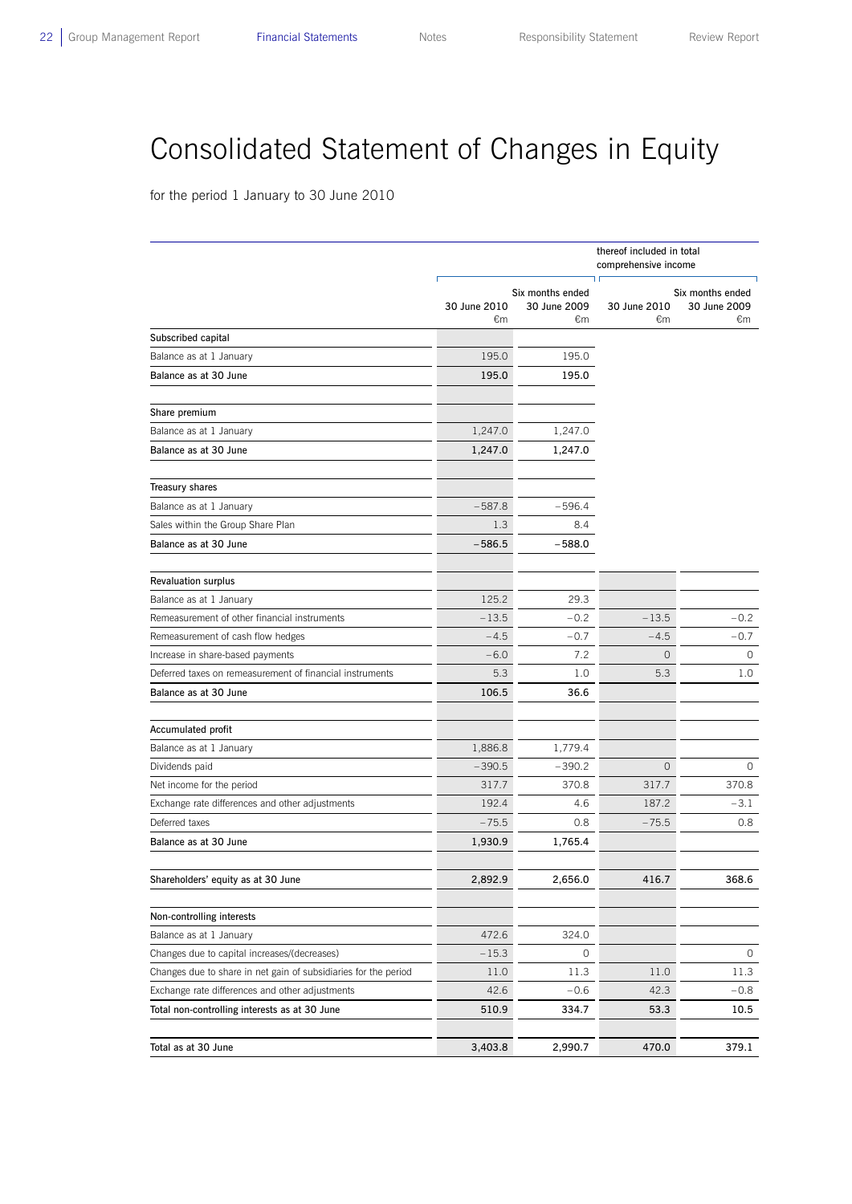# Consolidated Statement of Changes in Equity

for the period 1 January to 30 June 2010

| | | | thereof included in total comprehensive income | |
|---|---|---|---|---|
| | 30 June 2010 €m | Six months ended 30 June 2009 €m | 30 June 2010 €m | Six months ended 30 June 2009 €m |
| **Subscribed capital** | | | | |
| Balance as at 1 January | 195.0 | 195.0 | | |
| **Balance as at 30 June** | **195.0** | **195.0** | | |
| **Share premium** | | | | |
| Balance as at 1 January | 1,247.0 | 1,247.0 | | |
| **Balance as at 30 June** | **1,247.0** | **1,247.0** | | |
| **Treasury shares** | | | | |
| Balance as at 1 January | −587.8 | −596.4 | | |
| Sales within the Group Share Plan | 1.3 | 8.4 | | |
| **Balance as at 30 June** | **−586.5** | **−588.0** | | |
| **Revaluation surplus** | | | | |
| Balance as at 1 January | 125.2 | 29.3 | | |
| Remeasurement of other financial instruments | −13.5 | −0.2 | −13.5 | −0.2 |
| Remeasurement of cash flow hedges | −4.5 | −0.7 | −4.5 | −0.7 |
| Increase in share-based payments | −6.0 | 7.2 | 0 | 0 |
| Deferred taxes on remeasurement of financial instruments | 5.3 | 1.0 | 5.3 | 1.0 |
| **Balance as at 30 June** | **106.5** | **36.6** | | |
| **Accumulated profit** | | | | |
| Balance as at 1 January | 1,886.8 | 1,779.4 | | |
| Dividends paid | −390.5 | −390.2 | 0 | 0 |
| Net income for the period | 317.7 | 370.8 | 317.7 | 370.8 |
| Exchange rate differences and other adjustments | 192.4 | 4.6 | 187.2 | −3.1 |
| Deferred taxes | −75.5 | 0.8 | −75.5 | 0.8 |
| **Balance as at 30 June** | **1,930.9** | **1,765.4** | | |
| **Shareholders' equity as at 30 June** | **2,892.9** | **2,656.0** | **416.7** | **368.6** |
| **Non-controlling interests** | | | | |
| Balance as at 1 January | 472.6 | 324.0 | | |
| Changes due to capital increases/(decreases) | −15.3 | 0 | | 0 |
| Changes due to share in net gain of subsidiaries for the period | 11.0 | 11.3 | 11.0 | 11.3 |
| Exchange rate differences and other adjustments | 42.6 | −0.6 | 42.3 | −0.8 |
| **Total non-controlling interests as at 30 June** | **510.9** | **334.7** | **53.3** | **10.5** |
| **Total as at 30 June** | **3,403.8** | **2,990.7** | **470.0** | **379.1** |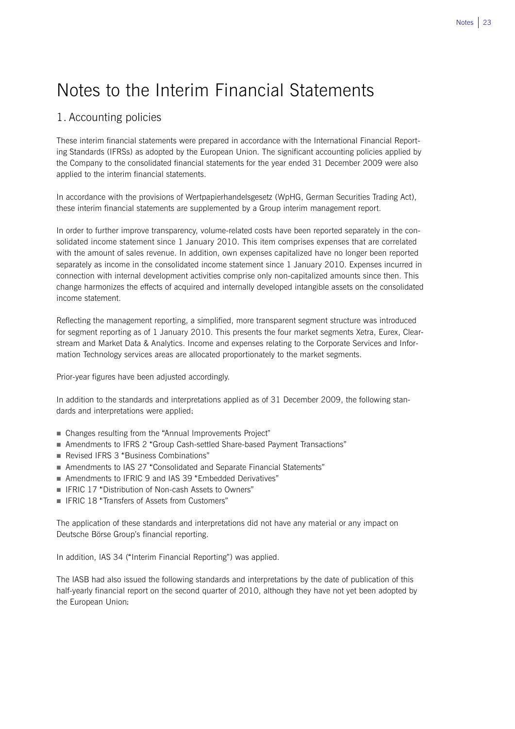# Notes to the Interim Financial Statements

## 1. Accounting policies

These interim financial statements were prepared in accordance with the International Financial Reporting Standards (IFRSs) as adopted by the European Union. The significant accounting policies applied by the Company to the consolidated financial statements for the year ended 31 December 2009 were also applied to the interim financial statements.

In accordance with the provisions of Wertpapierhandelsgesetz (WpHG, German Securities Trading Act), these interim financial statements are supplemented by a Group interim management report.

In order to further improve transparency, volume-related costs have been reported separately in the consolidated income statement since 1 January 2010. This item comprises expenses that are correlated with the amount of sales revenue. In addition, own expenses capitalized have no longer been reported separately as income in the consolidated income statement since 1 January 2010. Expenses incurred in connection with internal development activities comprise only non-capitalized amounts since then. This change harmonizes the effects of acquired and internally developed intangible assets on the consolidated income statement.

Reflecting the management reporting, a simplified, more transparent segment structure was introduced for segment reporting as of 1 January 2010. This presents the four market segments Xetra, Eurex, Clearstream and Market Data & Analytics. Income and expenses relating to the Corporate Services and Information Technology services areas are allocated proportionately to the market segments.

Prior-year figures have been adjusted accordingly.

In addition to the standards and interpretations applied as of 31 December 2009, the following standards and interpretations were applied:

- Changes resulting from the "Annual Improvements Project"
- Amendments to IFRS 2 "Group Cash-settled Share-based Payment Transactions"
- Revised IFRS 3 "Business Combinations"
- Amendments to IAS 27 "Consolidated and Separate Financial Statements"
- Amendments to IFRIC 9 and IAS 39 "Embedded Derivatives"
- IFRIC 17 "Distribution of Non-cash Assets to Owners"
- IFRIC 18 "Transfers of Assets from Customers"

The application of these standards and interpretations did not have any material or any impact on Deutsche Börse Group's financial reporting.

In addition, IAS 34 ("Interim Financial Reporting") was applied.

The IASB had also issued the following standards and interpretations by the date of publication of this half-yearly financial report on the second quarter of 2010, although they have not yet been adopted by the European Union: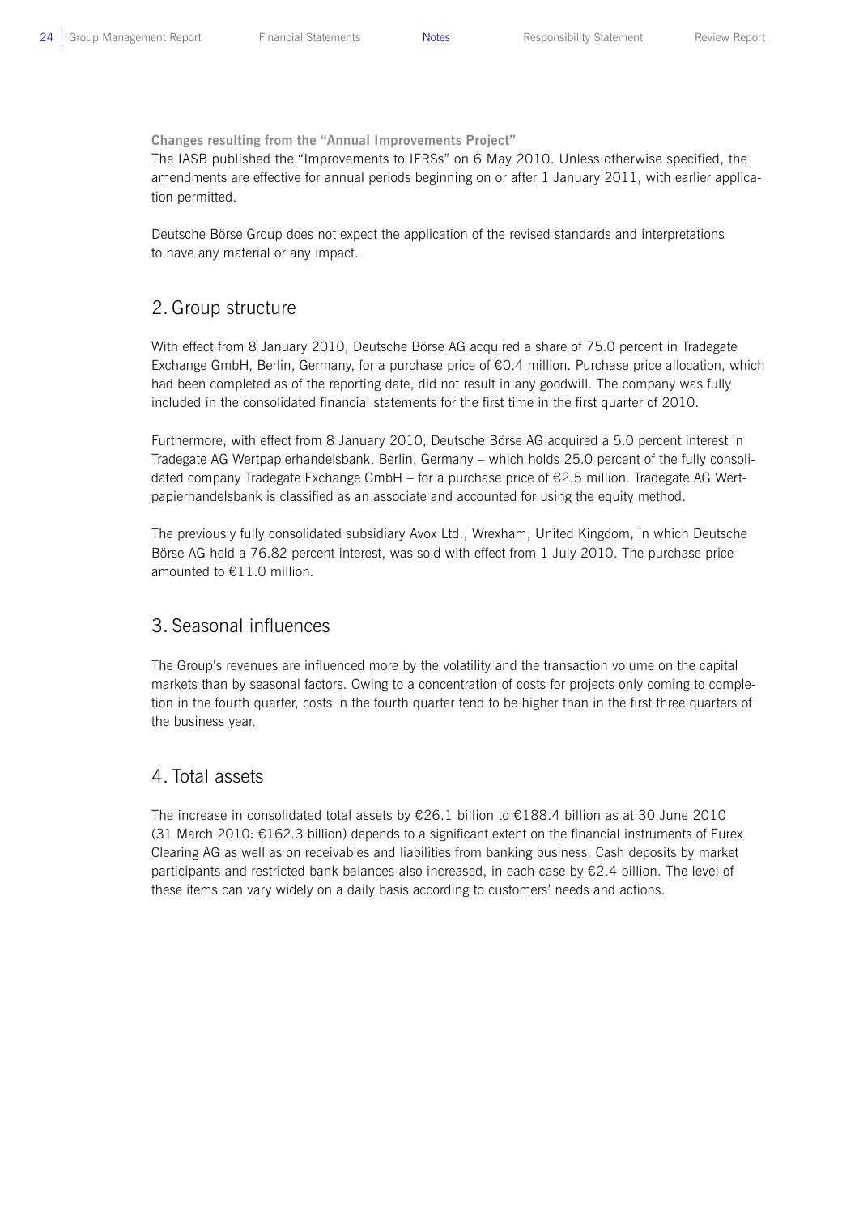**Changes resulting from the "Annual Improvements Project"**

The IASB published the "Improvements to IFRSs" on 6 May 2010. Unless otherwise specified, the amendments are effective for annual periods beginning on or after 1 January 2011, with earlier application permitted.

Deutsche Börse Group does not expect the application of the revised standards and interpretations to have any material or any impact.

## 2. Group structure

With effect from 8 January 2010, Deutsche Börse AG acquired a share of 75.0 percent in Tradegate Exchange GmbH, Berlin, Germany, for a purchase price of €0.4 million. Purchase price allocation, which had been completed as of the reporting date, did not result in any goodwill. The company was fully included in the consolidated financial statements for the first time in the first quarter of 2010.

Furthermore, with effect from 8 January 2010, Deutsche Börse AG acquired a 5.0 percent interest in Tradegate AG Wertpapierhandelsbank, Berlin, Germany – which holds 25.0 percent of the fully consolidated company Tradegate Exchange GmbH – for a purchase price of €2.5 million. Tradegate AG Wertpapierhandelsbank is classified as an associate and accounted for using the equity method.

The previously fully consolidated subsidiary Avox Ltd., Wrexham, United Kingdom, in which Deutsche Börse AG held a 76.82 percent interest, was sold with effect from 1 July 2010. The purchase price amounted to €11.0 million.

## 3. Seasonal influences

The Group's revenues are influenced more by the volatility and the transaction volume on the capital markets than by seasonal factors. Owing to a concentration of costs for projects only coming to completion in the fourth quarter, costs in the fourth quarter tend to be higher than in the first three quarters of the business year.

## 4. Total assets

The increase in consolidated total assets by €26.1 billion to €188.4 billion as at 30 June 2010 (31 March 2010: €162.3 billion) depends to a significant extent on the financial instruments of Eurex Clearing AG as well as on receivables and liabilities from banking business. Cash deposits by market participants and restricted bank balances also increased, in each case by €2.4 billion. The level of these items can vary widely on a daily basis according to customers' needs and actions.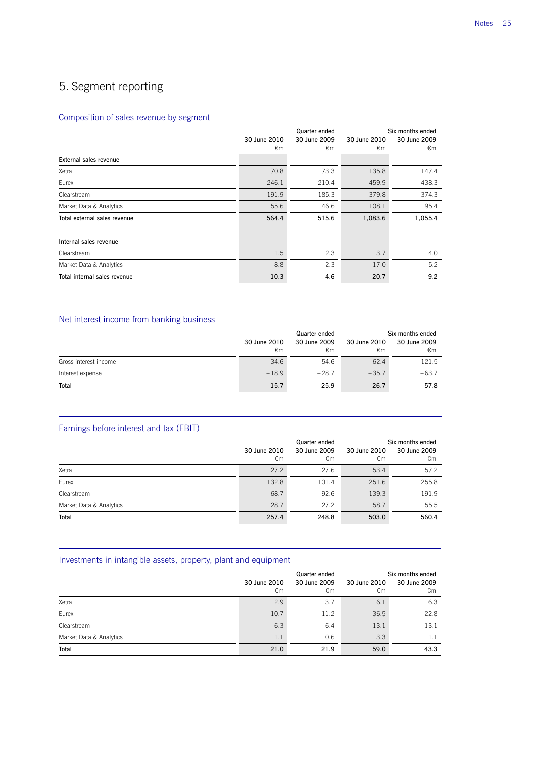# 5. Segment reporting

## Composition of sales revenue by segment

| | Quarter ended | | Six months ended | |
|---|---|---|---|---|
| | 30 June 2010 €m | 30 June 2009 €m | 30 June 2010 €m | 30 June 2009 €m |
| **External sales revenue** | | | | |
| Xetra | 70.8 | 73.3 | 135.8 | 147.4 |
| Eurex | 246.1 | 210.4 | 459.9 | 438.3 |
| Clearstream | 191.9 | 185.3 | 379.8 | 374.3 |
| Market Data & Analytics | 55.6 | 46.6 | 108.1 | 95.4 |
| **Total external sales revenue** | **564.4** | **515.6** | **1,083.6** | **1,055.4** |
| | | | | |
| **Internal sales revenue** | | | | |
| Clearstream | 1.5 | 2.3 | 3.7 | 4.0 |
| Market Data & Analytics | 8.8 | 2.3 | 17.0 | 5.2 |
| **Total internal sales revenue** | **10.3** | **4.6** | **20.7** | **9.2** |

## Net interest income from banking business

| | Quarter ended | | Six months ended | |
|---|---|---|---|---|
| | 30 June 2010 €m | 30 June 2009 €m | 30 June 2010 €m | 30 June 2009 €m |
| Gross interest income | 34.6 | 54.6 | 62.4 | 121.5 |
| Interest expense | −18.9 | −28.7 | −35.7 | −63.7 |
| **Total** | **15.7** | **25.9** | **26.7** | **57.8** |

## Earnings before interest and tax (EBIT)

| | Quarter ended | | Six months ended | |
|---|---|---|---|---|
| | 30 June 2010 €m | 30 June 2009 €m | 30 June 2010 €m | 30 June 2009 €m |
| Xetra | 27.2 | 27.6 | 53.4 | 57.2 |
| Eurex | 132.8 | 101.4 | 251.6 | 255.8 |
| Clearstream | 68.7 | 92.6 | 139.3 | 191.9 |
| Market Data & Analytics | 28.7 | 27.2 | 58.7 | 55.5 |
| **Total** | **257.4** | **248.8** | **503.0** | **560.4** |

## Investments in intangible assets, property, plant and equipment

| | Quarter ended | | Six months ended | |
|---|---|---|---|---|
| | 30 June 2010 €m | 30 June 2009 €m | 30 June 2010 €m | 30 June 2009 €m |
| Xetra | 2.9 | 3.7 | 6.1 | 6.3 |
| Eurex | 10.7 | 11.2 | 36.5 | 22.8 |
| Clearstream | 6.3 | 6.4 | 13.1 | 13.1 |
| Market Data & Analytics | 1.1 | 0.6 | 3.3 | 1.1 |
| **Total** | **21.0** | **21.9** | **59.0** | **43.3** |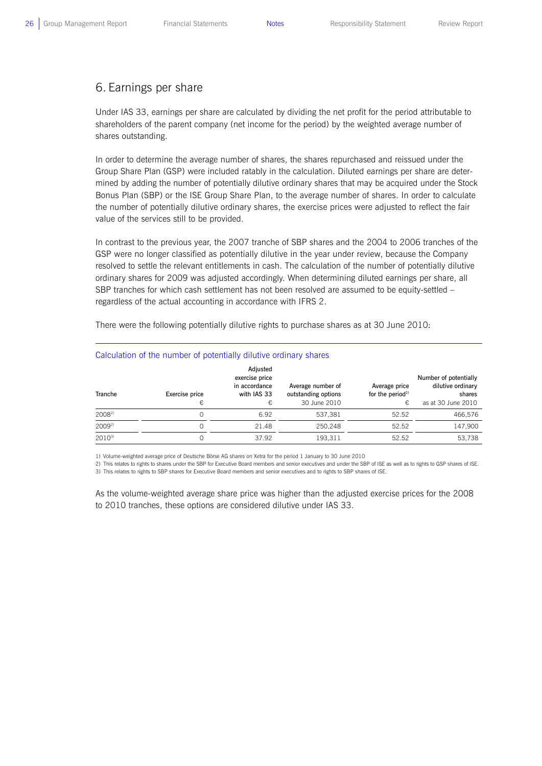## 6. Earnings per share

Under IAS 33, earnings per share are calculated by dividing the net profit for the period attributable to shareholders of the parent company (net income for the period) by the weighted average number of shares outstanding.

In order to determine the average number of shares, the shares repurchased and reissued under the Group Share Plan (GSP) were included ratably in the calculation. Diluted earnings per share are determined by adding the number of potentially dilutive ordinary shares that may be acquired under the Stock Bonus Plan (SBP) or the ISE Group Share Plan, to the average number of shares. In order to calculate the number of potentially dilutive ordinary shares, the exercise prices were adjusted to reflect the fair value of the services still to be provided.

In contrast to the previous year, the 2007 tranche of SBP shares and the 2004 to 2006 tranches of the GSP were no longer classified as potentially dilutive in the year under review, because the Company resolved to settle the relevant entitlements in cash. The calculation of the number of potentially dilutive ordinary shares for 2009 was adjusted accordingly. When determining diluted earnings per share, all SBP tranches for which cash settlement has not been resolved are assumed to be equity-settled – regardless of the actual accounting in accordance with IFRS 2.

There were the following potentially dilutive rights to purchase shares as at 30 June 2010:

**Calculation of the number of potentially dilutive ordinary shares**

| Tranche | Exercise price € | Adjusted exercise price in accordance with IAS 33 € | Average number of outstanding options 30 June 2010 | Average price for the period[1] € | Number of potentially dilutive ordinary shares as at 30 June 2010 |
|---|---|---|---|---|---|
| 2008[2] | 0 | 6.92 | 537,381 | 52.52 | 466,576 |
| 2009[2] | 0 | 21.48 | 250,248 | 52.52 | 147,900 |
| 2010[3] | 0 | 37.92 | 193,311 | 52.52 | 53,738 |

1) Volume-weighted average price of Deutsche Börse AG shares on Xetra for the period 1 January to 30 June 2010

2) This relates to rights to shares under the SBP for Executive Board members and senior executives and under the SBP of ISE as well as to rights to GSP shares of ISE.

3) This relates to rights to SBP shares for Executive Board members and senior executives and to rights to SBP shares of ISE.

As the volume-weighted average share price was higher than the adjusted exercise prices for the 2008 to 2010 tranches, these options are considered dilutive under IAS 33.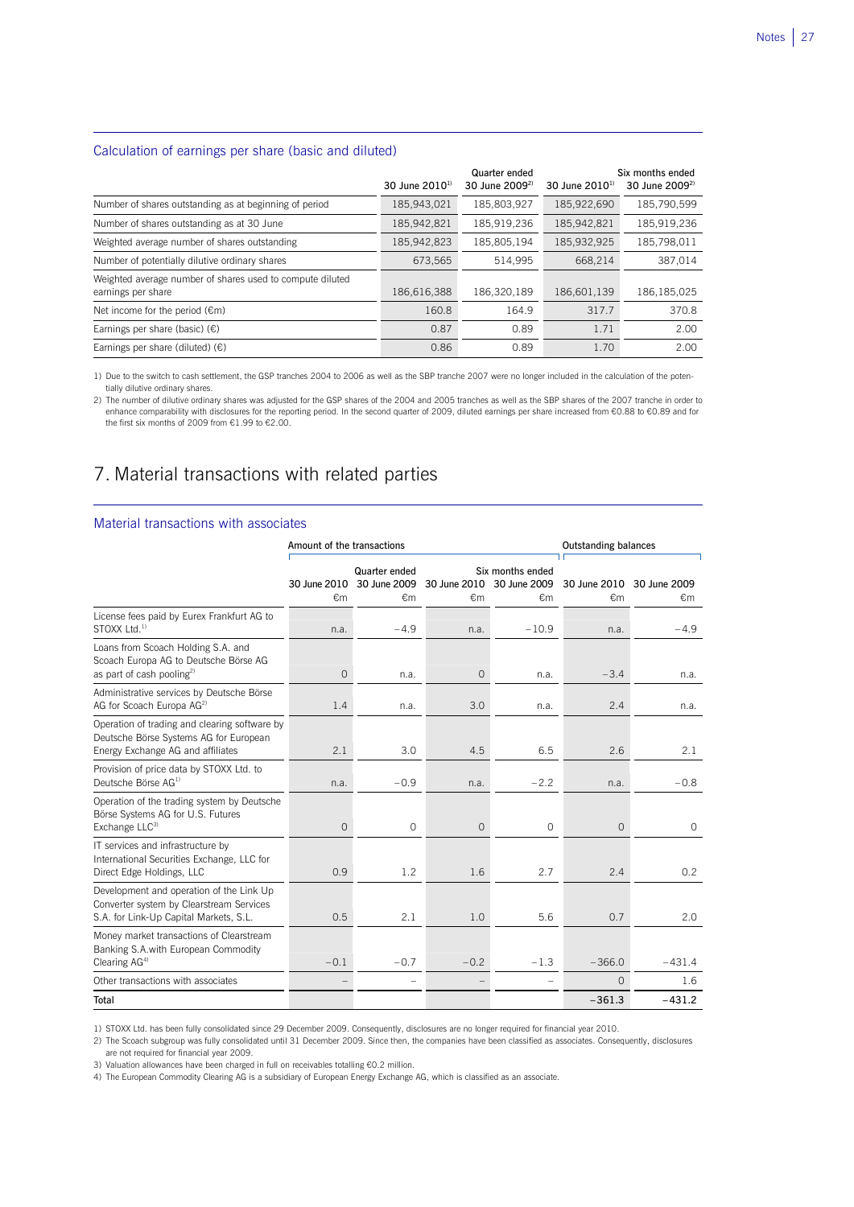### Calculation of earnings per share (basic and diluted)

| | Quarter ended | | Six months ended | |
|---|---|---|---|---|
| | 30 June 2010[1)] | 30 June 2009[2)] | 30 June 2010[1)] | 30 June 2009[2)] |
| Number of shares outstanding as at beginning of period | 185,943,021 | 185,803,927 | 185,922,690 | 185,790,599 |
| Number of shares outstanding as at 30 June | 185,942,821 | 185,919,236 | 185,942,821 | 185,919,236 |
| Weighted average number of shares outstanding | 185,942,823 | 185,805,194 | 185,932,925 | 185,798,011 |
| Number of potentially dilutive ordinary shares | 673,565 | 514,995 | 668,214 | 387,014 |
| Weighted average number of shares used to compute diluted earnings per share | 186,616,388 | 186,320,189 | 186,601,139 | 186,185,025 |
| Net income for the period (€m) | 160.8 | 164.9 | 317.7 | 370.8 |
| Earnings per share (basic) (€) | 0.87 | 0.89 | 1.71 | 2.00 |
| Earnings per share (diluted) (€) | 0.86 | 0.89 | 1.70 | 2.00 |

1) Due to the switch to cash settlement, the GSP tranches 2004 to 2006 as well as the SBP tranche 2007 were no longer included in the calculation of the potentially dilutive ordinary shares.

2) The number of dilutive ordinary shares was adjusted for the GSP shares of the 2004 and 2005 tranches as well as the SBP shares of the 2007 tranche in order to enhance comparability with disclosures for the reporting period. In the second quarter of 2009, diluted earnings per share increased from €0.88 to €0.89 and for the first six months of 2009 from €1.99 to €2.00.

# 7. Material transactions with related parties

### Material transactions with associates

| | Amount of the transactions | | | | Outstanding balances | |
|---|---|---|---|---|---|---|
| | Quarter ended | | Six months ended | | | |
| | 30 June 2010 €m | 30 June 2009 €m | 30 June 2010 €m | 30 June 2009 €m | 30 June 2010 €m | 30 June 2009 €m |
| License fees paid by Eurex Frankfurt AG to STOXX Ltd.[1)] | n.a. | −4.9 | n.a. | −10.9 | n.a. | −4.9 |
| Loans from Scoach Holding S.A. and Scoach Europa AG to Deutsche Börse AG as part of cash pooling[2)] | 0 | n.a. | 0 | n.a. | −3.4 | n.a. |
| Administrative services by Deutsche Börse AG for Scoach Europa AG[2)] | 1.4 | n.a. | 3.0 | n.a. | 2.4 | n.a. |
| Operation of trading and clearing software by Deutsche Börse Systems AG for European Energy Exchange AG and affiliates | 2.1 | 3.0 | 4.5 | 6.5 | 2.6 | 2.1 |
| Provision of price data by STOXX Ltd. to Deutsche Börse AG[1)] | n.a. | −0.9 | n.a. | −2.2 | n.a. | −0.8 |
| Operation of the trading system by Deutsche Börse Systems AG for U.S. Futures Exchange LLC[3)] | 0 | 0 | 0 | 0 | 0 | 0 |
| IT services and infrastructure by International Securities Exchange, LLC for Direct Edge Holdings, LLC | 0.9 | 1.2 | 1.6 | 2.7 | 2.4 | 0.2 |
| Development and operation of the Link Up Converter system by Clearstream Services S.A. for Link-Up Capital Markets, S.L. | 0.5 | 2.1 | 1.0 | 5.6 | 0.7 | 2.0 |
| Money market transactions of Clearstream Banking S.A.with European Commodity Clearing AG[4)] | −0.1 | −0.7 | −0.2 | −1.3 | −366.0 | −431.4 |
| Other transactions with associates | – | – | – | – | 0 | 1.6 |
| **Total** | | | | | **−361.3** | **−431.2** |

1) STOXX Ltd. has been fully consolidated since 29 December 2009. Consequently, disclosures are no longer required for financial year 2010.

2) The Scoach subgroup was fully consolidated until 31 December 2009. Since then, the companies have been classified as associates. Consequently, disclosures are not required for financial year 2009.

3) Valuation allowances have been charged in full on receivables totalling €0.2 million.

4) The European Commodity Clearing AG is a subsidiary of European Energy Exchange AG, which is classified as an associate.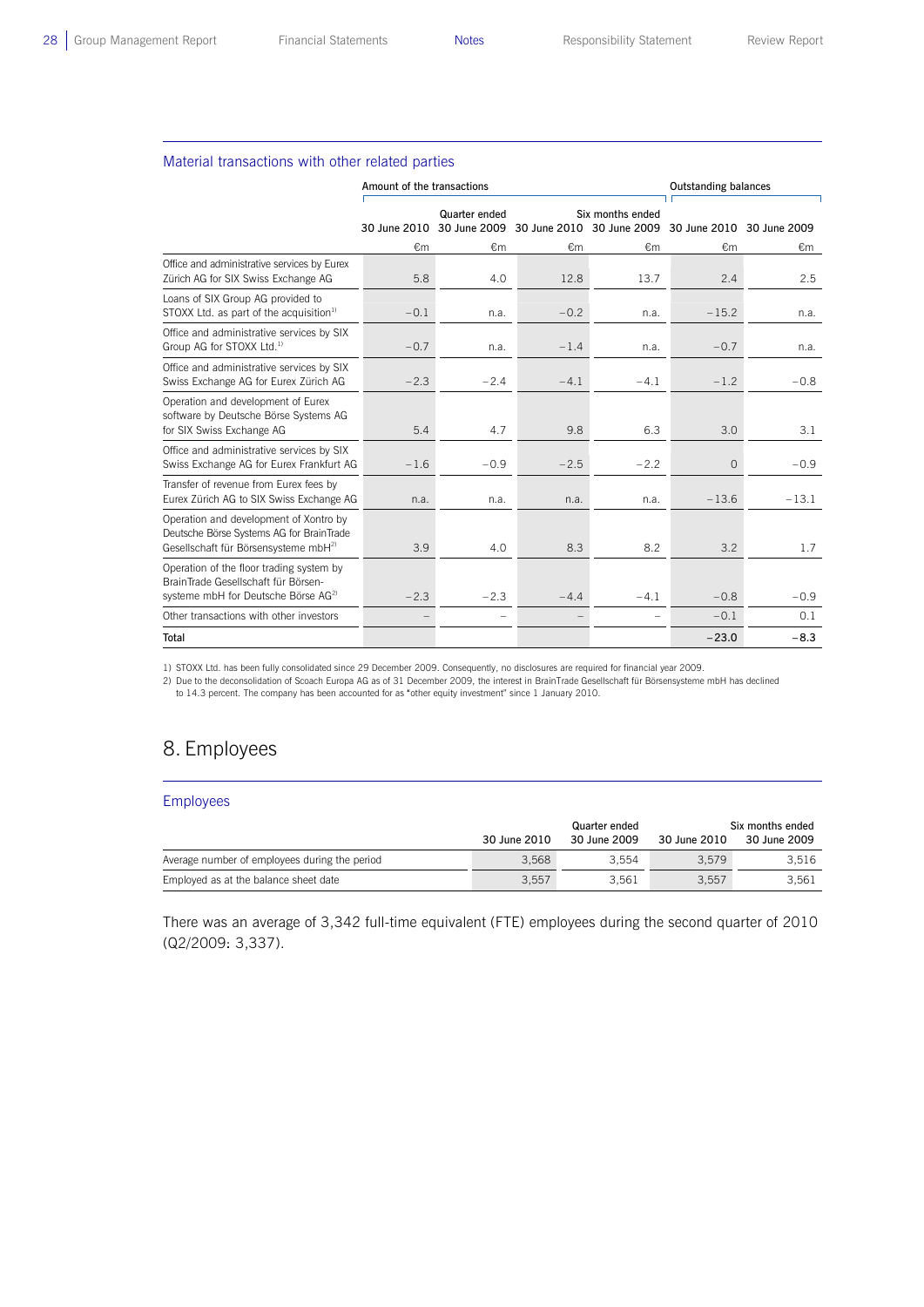### Material transactions with other related parties

| | Amount of the transactions | | | | Outstanding balances | |
|---|---|---|---|---|---|---|
| | Quarter ended | | Six months ended | | | |
| | 30 June 2010 | 30 June 2009 | 30 June 2010 | 30 June 2009 | 30 June 2010 | 30 June 2009 |
| | €m | €m | €m | €m | €m | €m |
| Office and administrative services by Eurex Zürich AG for SIX Swiss Exchange AG | 5.8 | 4.0 | 12.8 | 13.7 | 2.4 | 2.5 |
| Loans of SIX Group AG provided to STOXX Ltd. as part of the acquisition[1] | –0.1 | n.a. | –0.2 | n.a. | –15.2 | n.a. |
| Office and administrative services by SIX Group AG for STOXX Ltd.[1] | –0.7 | n.a. | –1.4 | n.a. | –0.7 | n.a. |
| Office and administrative services by SIX Swiss Exchange AG for Eurex Zürich AG | –2.3 | –2.4 | –4.1 | –4.1 | –1.2 | –0.8 |
| Operation and development of Eurex software by Deutsche Börse Systems AG for SIX Swiss Exchange AG | 5.4 | 4.7 | 9.8 | 6.3 | 3.0 | 3.1 |
| Office and administrative services by SIX Swiss Exchange AG for Eurex Frankfurt AG | –1.6 | –0.9 | –2.5 | –2.2 | 0 | –0.9 |
| Transfer of revenue from Eurex fees by Eurex Zürich AG to SIX Swiss Exchange AG | n.a. | n.a. | n.a. | n.a. | –13.6 | –13.1 |
| Operation and development of Xontro by Deutsche Börse Systems AG for BrainTrade Gesellschaft für Börsensysteme mbH[2] | 3.9 | 4.0 | 8.3 | 8.2 | 3.2 | 1.7 |
| Operation of the floor trading system by BrainTrade Gesellschaft für Börsensysteme mbH for Deutsche Börse AG[2] | –2.3 | –2.3 | –4.4 | –4.1 | –0.8 | –0.9 |
| Other transactions with other investors | – | – | – | – | –0.1 | 0.1 |
| **Total** | | | | | **–23.0** | **–8.3** |

1) STOXX Ltd. has been fully consolidated since 29 December 2009. Consequently, no disclosures are required for financial year 2009.
2) Due to the deconsolidation of Scoach Europa AG as of 31 December 2009, the interest in BrainTrade Gesellschaft für Börsensysteme mbH has declined to 14.3 percent. The company has been accounted for as "other equity investment" since 1 January 2010.

# 8. Employees

### Employees

| | Quarter ended | | Six months ended | |
|---|---|---|---|---|
| | 30 June 2010 | 30 June 2009 | 30 June 2010 | 30 June 2009 |
| Average number of employees during the period | 3,568 | 3,554 | 3,579 | 3,516 |
| Employed as at the balance sheet date | 3,557 | 3,561 | 3,557 | 3,561 |

There was an average of 3,342 full-time equivalent (FTE) employees during the second quarter of 2010 (Q2/2009: 3,337).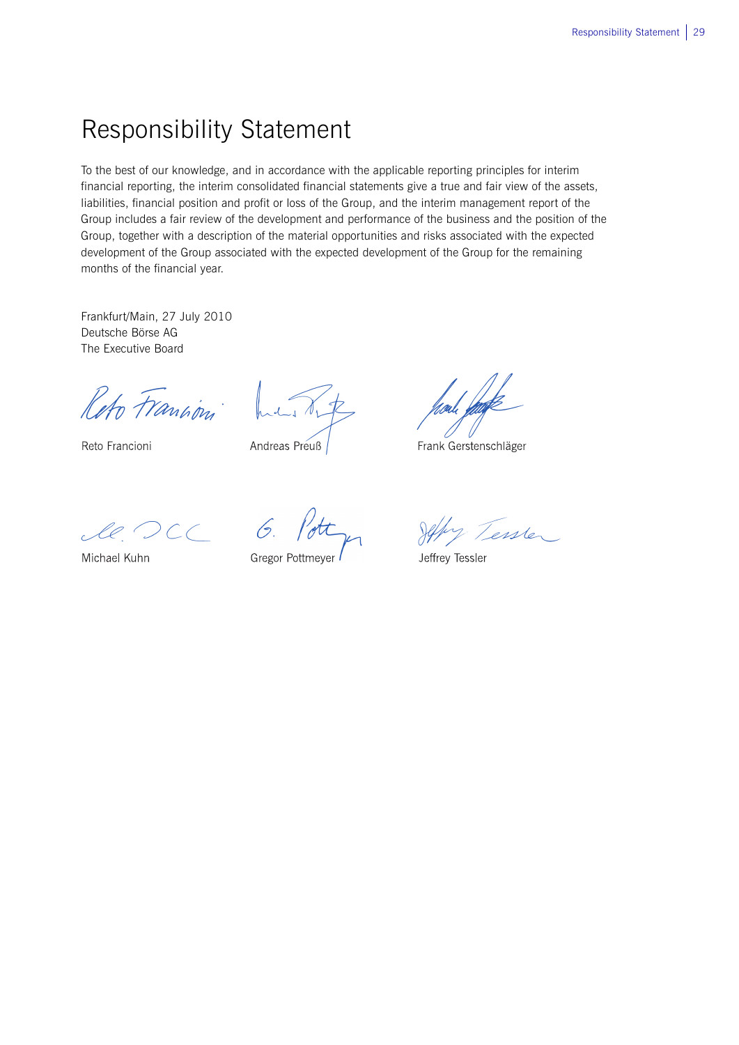# Responsibility Statement

To the best of our knowledge, and in accordance with the applicable reporting principles for interim financial reporting, the interim consolidated financial statements give a true and fair view of the assets, liabilities, financial position and profit or loss of the Group, and the interim management report of the Group includes a fair review of the development and performance of the business and the position of the Group, together with a description of the material opportunities and risks associated with the expected development of the Group associated with the expected development of the Group for the remaining months of the financial year.

Frankfurt/Main, 27 July 2010
Deutsche Börse AG
The Executive Board

Reto Francioni

Andreas Preuß

Frank Gerstenschläger

Michael Kuhn

Gregor Pottmeyer

Jeffrey Tessler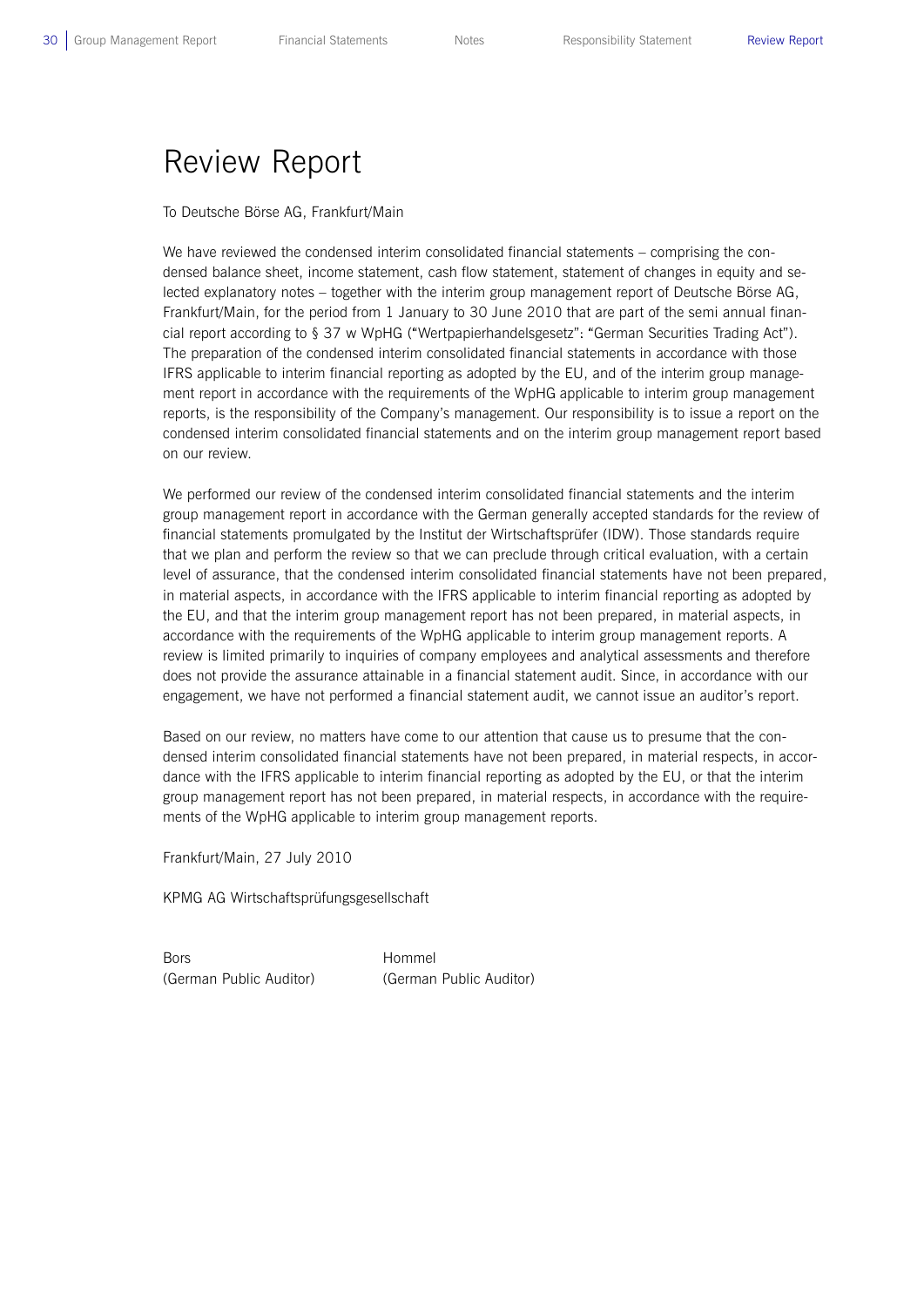# Review Report

To Deutsche Börse AG, Frankfurt/Main

We have reviewed the condensed interim consolidated financial statements – comprising the condensed balance sheet, income statement, cash flow statement, statement of changes in equity and selected explanatory notes – together with the interim group management report of Deutsche Börse AG, Frankfurt/Main, for the period from 1 January to 30 June 2010 that are part of the semi annual financial report according to § 37 w WpHG ("Wertpapierhandelsgesetz": "German Securities Trading Act"). The preparation of the condensed interim consolidated financial statements in accordance with those IFRS applicable to interim financial reporting as adopted by the EU, and of the interim group management report in accordance with the requirements of the WpHG applicable to interim group management reports, is the responsibility of the Company's management. Our responsibility is to issue a report on the condensed interim consolidated financial statements and on the interim group management report based on our review.

We performed our review of the condensed interim consolidated financial statements and the interim group management report in accordance with the German generally accepted standards for the review of financial statements promulgated by the Institut der Wirtschaftsprüfer (IDW). Those standards require that we plan and perform the review so that we can preclude through critical evaluation, with a certain level of assurance, that the condensed interim consolidated financial statements have not been prepared, in material aspects, in accordance with the IFRS applicable to interim financial reporting as adopted by the EU, and that the interim group management report has not been prepared, in material aspects, in accordance with the requirements of the WpHG applicable to interim group management reports. A review is limited primarily to inquiries of company employees and analytical assessments and therefore does not provide the assurance attainable in a financial statement audit. Since, in accordance with our engagement, we have not performed a financial statement audit, we cannot issue an auditor's report.

Based on our review, no matters have come to our attention that cause us to presume that the condensed interim consolidated financial statements have not been prepared, in material respects, in accordance with the IFRS applicable to interim financial reporting as adopted by the EU, or that the interim group management report has not been prepared, in material respects, in accordance with the requirements of the WpHG applicable to interim group management reports.

Frankfurt/Main, 27 July 2010

KPMG AG Wirtschaftsprüfungsgesellschaft

| Bors | Hommel |
|---|---|
| (German Public Auditor) | (German Public Auditor) |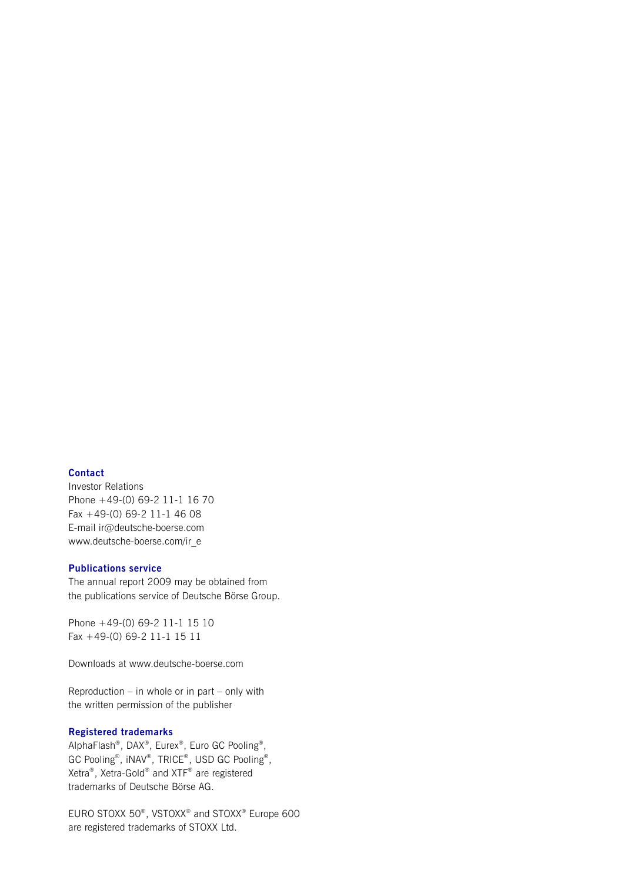**Contact**

Investor Relations
Phone +49-(0) 69-2 11-1 16 70
Fax +49-(0) 69-2 11-1 46 08
E-mail ir@deutsche-boerse.com
www.deutsche-boerse.com/ir_e

**Publications service**

The annual report 2009 may be obtained from the publications service of Deutsche Börse Group.

Phone +49-(0) 69-2 11-1 15 10
Fax +49-(0) 69-2 11-1 15 11

Downloads at www.deutsche-boerse.com

Reproduction – in whole or in part – only with the written permission of the publisher

**Registered trademarks**

AlphaFlash®, DAX®, Eurex®, Euro GC Pooling®, GC Pooling®, iNAV®, TRICE®, USD GC Pooling®, Xetra®, Xetra-Gold® and XTF® are registered trademarks of Deutsche Börse AG.

EURO STOXX 50®, VSTOXX® and STOXX® Europe 600 are registered trademarks of STOXX Ltd.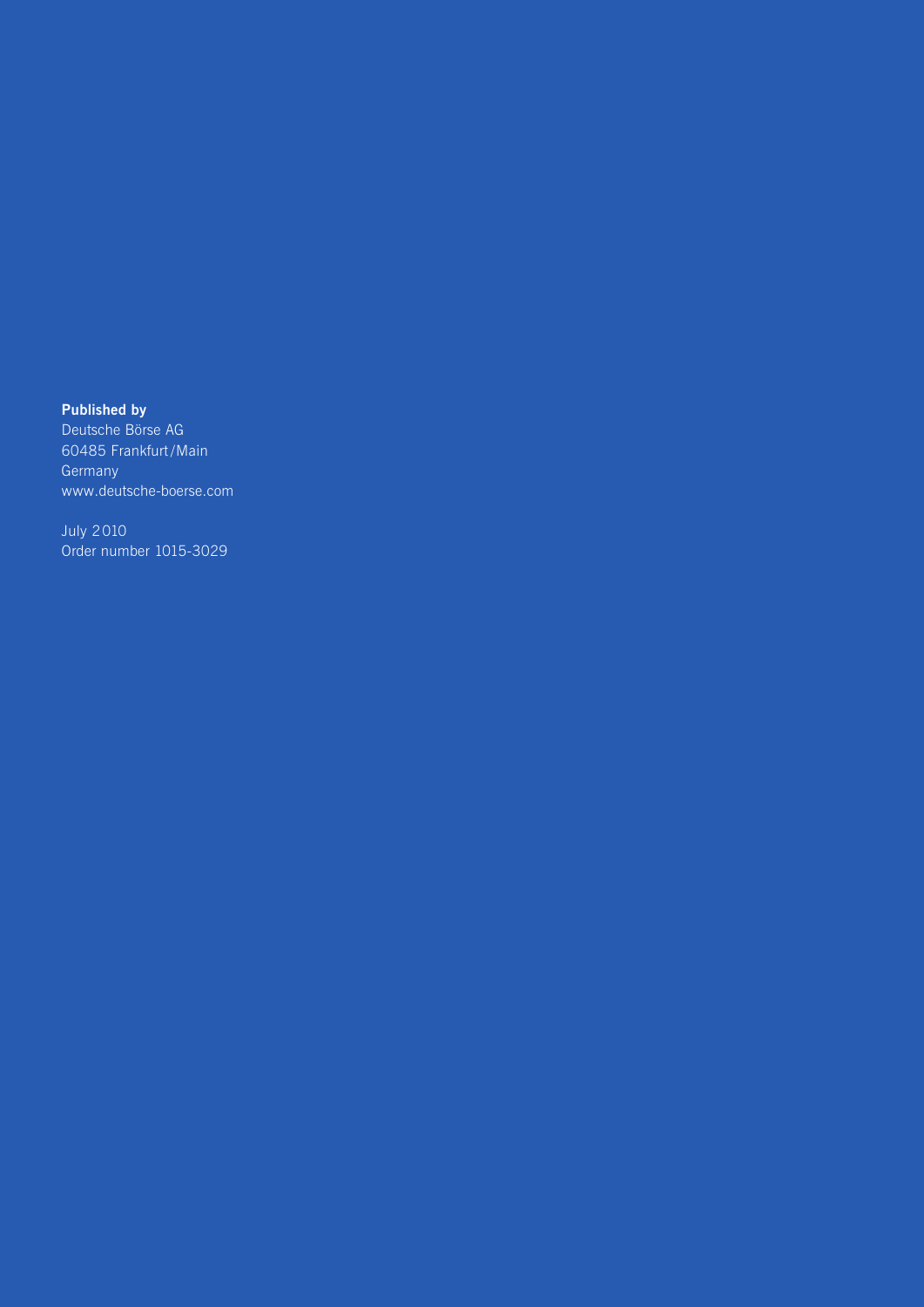**Published by**
Deutsche Börse AG
60485 Frankfurt/Main
Germany
www.deutsche-boerse.com

July 2010
Order number 1015-3029